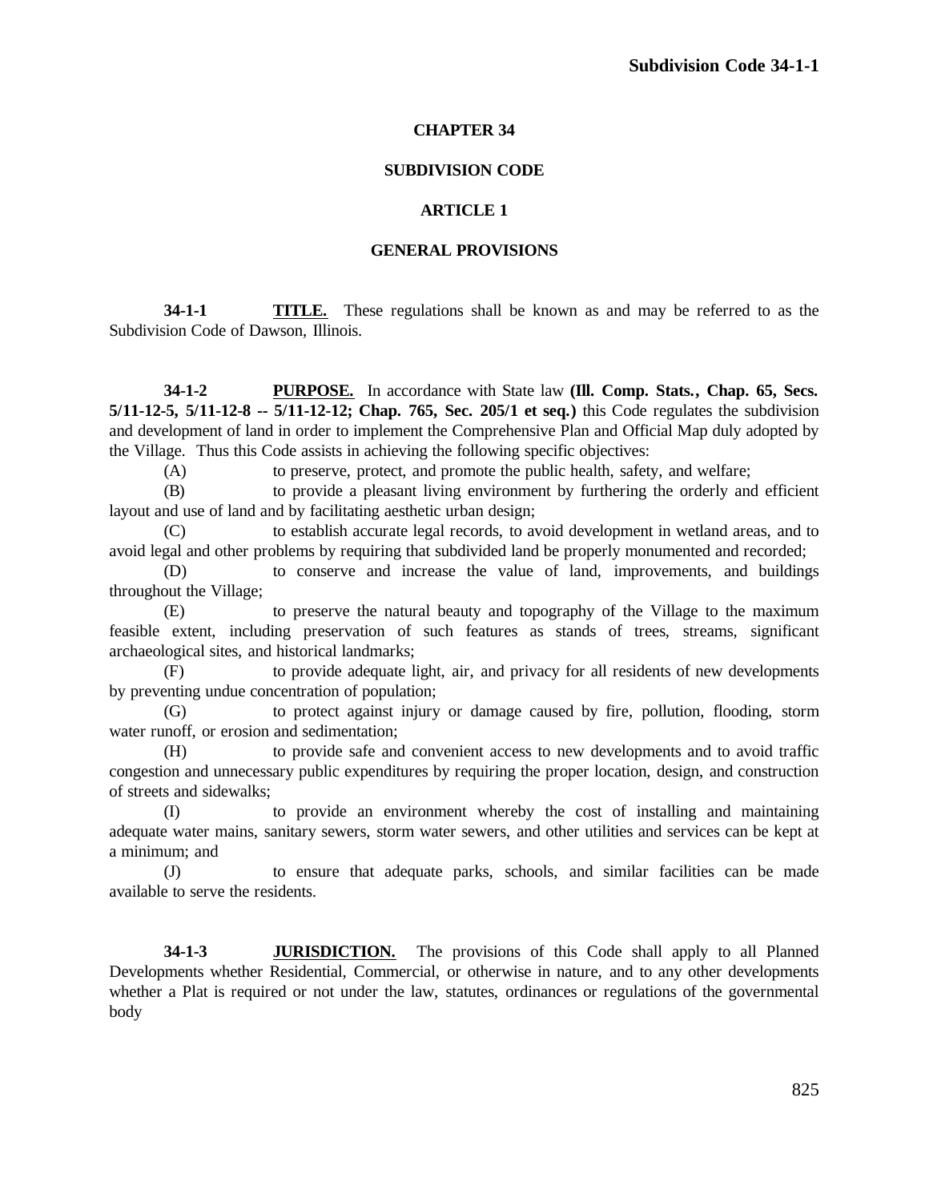# CHAPTER 34

# SUBDIVISION CODE

## ARTICLE 1

## GENERAL PROVISIONS

**34-1-1** **TITLE.** These regulations shall be known as and may be referred to as the Subdivision Code of Dawson, Illinois.

**34-1-2** **PURPOSE.** In accordance with State law **(Ill. Comp. Stats., Chap. 65, Secs. 5/11-12-5, 5/11-12-8 -- 5/11-12-12; Chap. 765, Sec. 205/1 et seq.)** this Code regulates the subdivision and development of land in order to implement the Comprehensive Plan and Official Map duly adopted by the Village. Thus this Code assists in achieving the following specific objectives:

(A) to preserve, protect, and promote the public health, safety, and welfare;

(B) to provide a pleasant living environment by furthering the orderly and efficient layout and use of land and by facilitating aesthetic urban design;

(C) to establish accurate legal records, to avoid development in wetland areas, and to avoid legal and other problems by requiring that subdivided land be properly monumented and recorded;

(D) to conserve and increase the value of land, improvements, and buildings throughout the Village;

(E) to preserve the natural beauty and topography of the Village to the maximum feasible extent, including preservation of such features as stands of trees, streams, significant archaeological sites, and historical landmarks;

(F) to provide adequate light, air, and privacy for all residents of new developments by preventing undue concentration of population;

(G) to protect against injury or damage caused by fire, pollution, flooding, storm water runoff, or erosion and sedimentation;

(H) to provide safe and convenient access to new developments and to avoid traffic congestion and unnecessary public expenditures by requiring the proper location, design, and construction of streets and sidewalks;

(I) to provide an environment whereby the cost of installing and maintaining adequate water mains, sanitary sewers, storm water sewers, and other utilities and services can be kept at a minimum; and

(J) to ensure that adequate parks, schools, and similar facilities can be made available to serve the residents.

**34-1-3** **JURISDICTION.** The provisions of this Code shall apply to all Planned Developments whether Residential, Commercial, or otherwise in nature, and to any other developments whether a Plat is required or not under the law, statutes, ordinances or regulations of the governmental body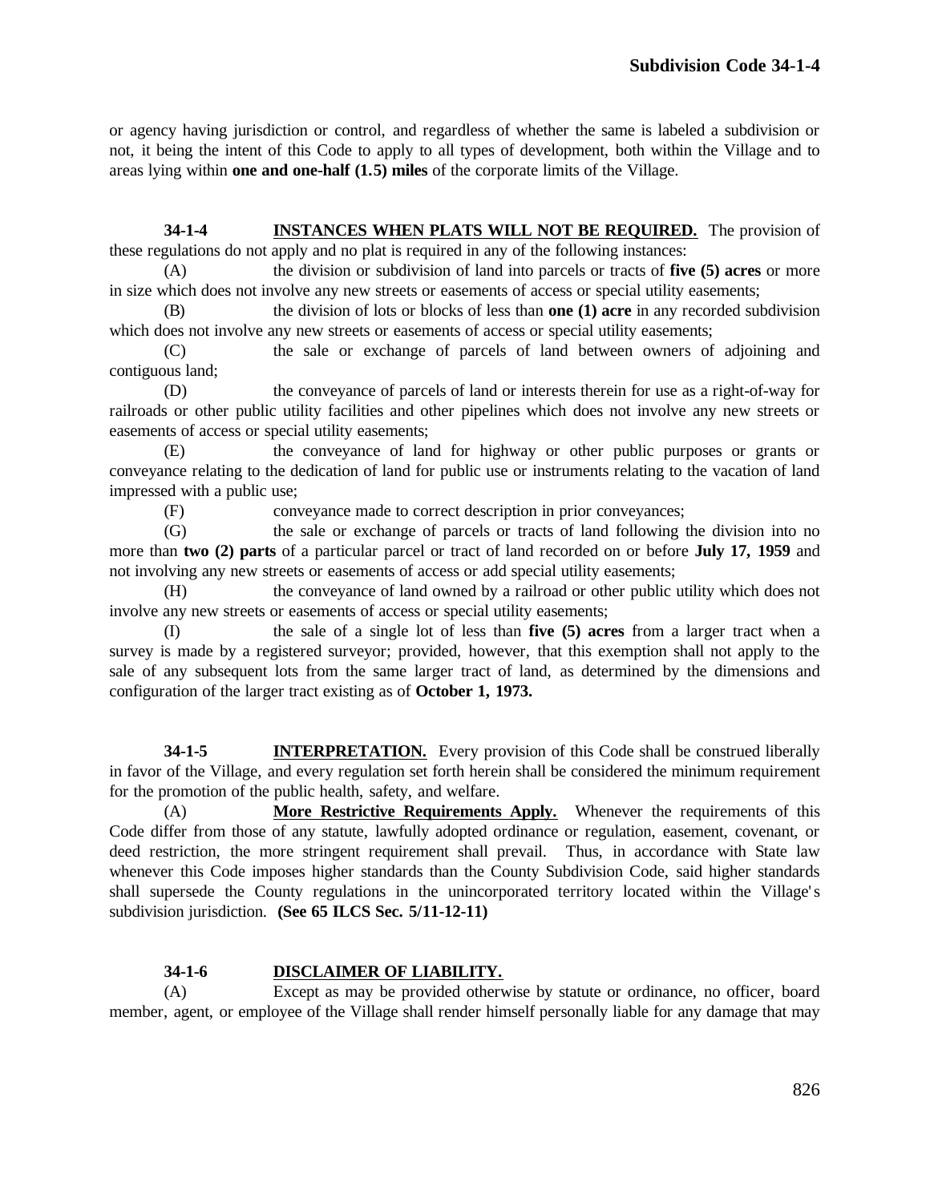or agency having jurisdiction or control, and regardless of whether the same is labeled a subdivision or not, it being the intent of this Code to apply to all types of development, both within the Village and to areas lying within **one and one-half (1.5) miles** of the corporate limits of the Village.

**34-1-4 INSTANCES WHEN PLATS WILL NOT BE REQUIRED.** The provision of these regulations do not apply and no plat is required in any of the following instances:

(A) the division or subdivision of land into parcels or tracts of **five (5) acres** or more in size which does not involve any new streets or easements of access or special utility easements;

(B) the division of lots or blocks of less than **one (1) acre** in any recorded subdivision which does not involve any new streets or easements of access or special utility easements;

(C) the sale or exchange of parcels of land between owners of adjoining and contiguous land;

(D) the conveyance of parcels of land or interests therein for use as a right-of-way for railroads or other public utility facilities and other pipelines which does not involve any new streets or easements of access or special utility easements;

(E) the conveyance of land for highway or other public purposes or grants or conveyance relating to the dedication of land for public use or instruments relating to the vacation of land impressed with a public use;

(F) conveyance made to correct description in prior conveyances;

(G) the sale or exchange of parcels or tracts of land following the division into no more than **two (2) parts** of a particular parcel or tract of land recorded on or before **July 17, 1959** and not involving any new streets or easements of access or add special utility easements;

(H) the conveyance of land owned by a railroad or other public utility which does not involve any new streets or easements of access or special utility easements;

(I) the sale of a single lot of less than **five (5) acres** from a larger tract when a survey is made by a registered surveyor; provided, however, that this exemption shall not apply to the sale of any subsequent lots from the same larger tract of land, as determined by the dimensions and configuration of the larger tract existing as of **October 1, 1973.**

**34-1-5 INTERPRETATION.** Every provision of this Code shall be construed liberally in favor of the Village, and every regulation set forth herein shall be considered the minimum requirement for the promotion of the public health, safety, and welfare.

(A) **More Restrictive Requirements Apply.** Whenever the requirements of this Code differ from those of any statute, lawfully adopted ordinance or regulation, easement, covenant, or deed restriction, the more stringent requirement shall prevail. Thus, in accordance with State law whenever this Code imposes higher standards than the County Subdivision Code, said higher standards shall supersede the County regulations in the unincorporated territory located within the Village's subdivision jurisdiction. **(See 65 ILCS Sec. 5/11-12-11)**

**34-1-6 DISCLAIMER OF LIABILITY.**

(A) Except as may be provided otherwise by statute or ordinance, no officer, board member, agent, or employee of the Village shall render himself personally liable for any damage that may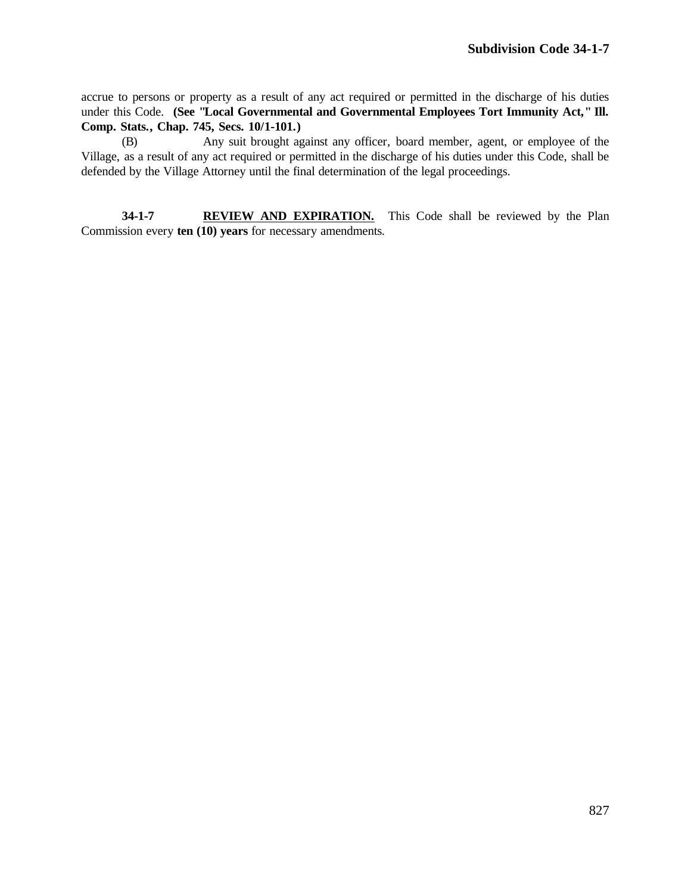accrue to persons or property as a result of any act required or permitted in the discharge of his duties under this Code. **(See "Local Governmental and Governmental Employees Tort Immunity Act," Ill. Comp. Stats., Chap. 745, Secs. 10/1-101.)**

(B) Any suit brought against any officer, board member, agent, or employee of the Village, as a result of any act required or permitted in the discharge of his duties under this Code, shall be defended by the Village Attorney until the final determination of the legal proceedings.

**34-1-7** **REVIEW AND EXPIRATION.** This Code shall be reviewed by the Plan Commission every **ten (10) years** for necessary amendments.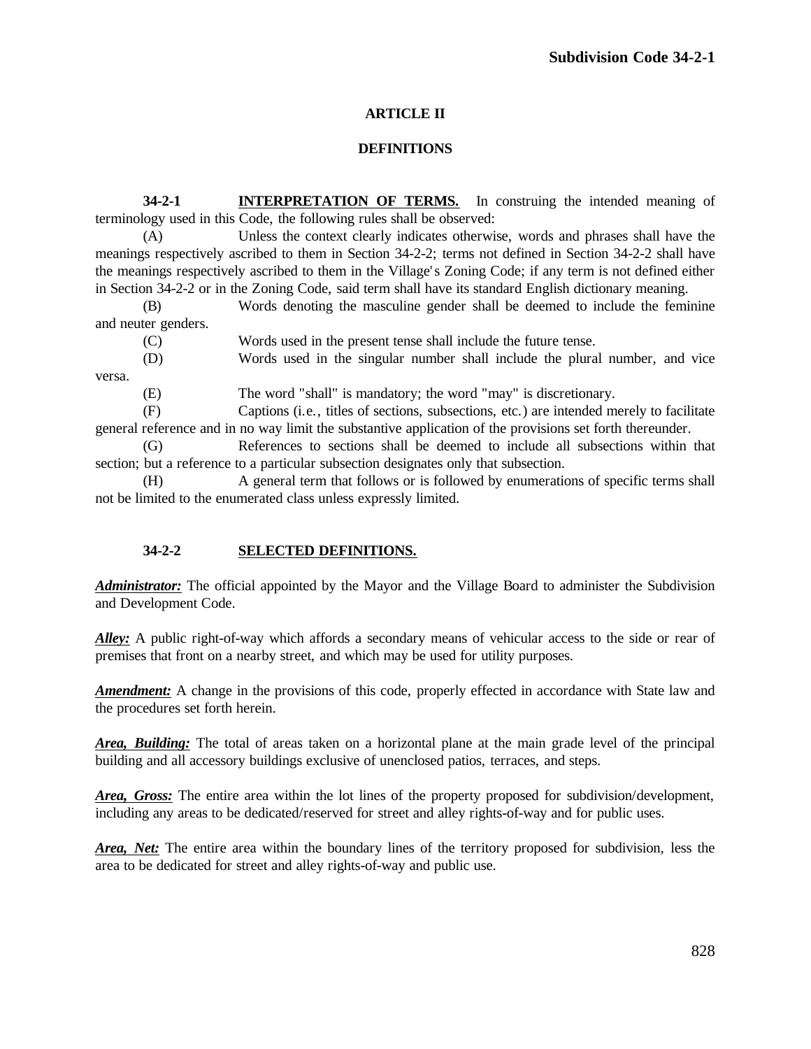## ARTICLE II

## DEFINITIONS

**34-2-1** **INTERPRETATION OF TERMS.** In construing the intended meaning of terminology used in this Code, the following rules shall be observed:

(A) Unless the context clearly indicates otherwise, words and phrases shall have the meanings respectively ascribed to them in Section 34-2-2; terms not defined in Section 34-2-2 shall have the meanings respectively ascribed to them in the Village's Zoning Code; if any term is not defined either in Section 34-2-2 or in the Zoning Code, said term shall have its standard English dictionary meaning.

(B) Words denoting the masculine gender shall be deemed to include the feminine and neuter genders.

(C) Words used in the present tense shall include the future tense.

(D) Words used in the singular number shall include the plural number, and vice versa.

(E) The word "shall" is mandatory; the word "may" is discretionary.

(F) Captions (i.e., titles of sections, subsections, etc.) are intended merely to facilitate general reference and in no way limit the substantive application of the provisions set forth thereunder.

(G) References to sections shall be deemed to include all subsections within that section; but a reference to a particular subsection designates only that subsection.

(H) A general term that follows or is followed by enumerations of specific terms shall not be limited to the enumerated class unless expressly limited.

**34-2-2** **SELECTED DEFINITIONS.**

***Administrator:*** The official appointed by the Mayor and the Village Board to administer the Subdivision and Development Code.

***Alley:*** A public right-of-way which affords a secondary means of vehicular access to the side or rear of premises that front on a nearby street, and which may be used for utility purposes.

***Amendment:*** A change in the provisions of this code, properly effected in accordance with State law and the procedures set forth herein.

***Area, Building:*** The total of areas taken on a horizontal plane at the main grade level of the principal building and all accessory buildings exclusive of unenclosed patios, terraces, and steps.

***Area, Gross:*** The entire area within the lot lines of the property proposed for subdivision/development, including any areas to be dedicated/reserved for street and alley rights-of-way and for public uses.

***Area, Net:*** The entire area within the boundary lines of the territory proposed for subdivision, less the area to be dedicated for street and alley rights-of-way and public use.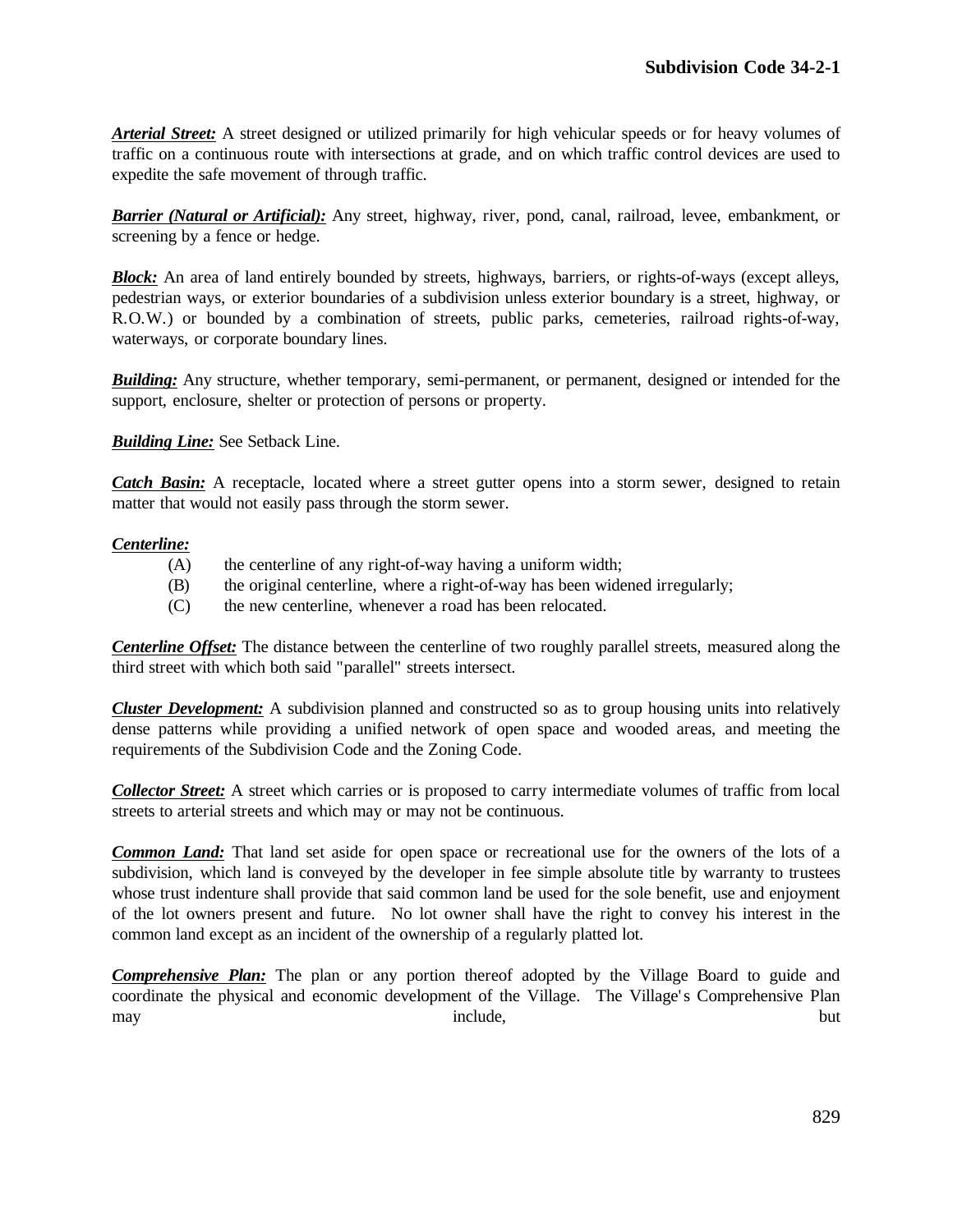***Arterial Street:*** A street designed or utilized primarily for high vehicular speeds or for heavy volumes of traffic on a continuous route with intersections at grade, and on which traffic control devices are used to expedite the safe movement of through traffic.

***Barrier (Natural or Artificial):*** Any street, highway, river, pond, canal, railroad, levee, embankment, or screening by a fence or hedge.

***Block:*** An area of land entirely bounded by streets, highways, barriers, or rights-of-ways (except alleys, pedestrian ways, or exterior boundaries of a subdivision unless exterior boundary is a street, highway, or R.O.W.) or bounded by a combination of streets, public parks, cemeteries, railroad rights-of-way, waterways, or corporate boundary lines.

***Building:*** Any structure, whether temporary, semi-permanent, or permanent, designed or intended for the support, enclosure, shelter or protection of persons or property.

***Building Line:*** See Setback Line.

***Catch Basin:*** A receptacle, located where a street gutter opens into a storm sewer, designed to retain matter that would not easily pass through the storm sewer.

***Centerline:***

- (A) the centerline of any right-of-way having a uniform width;
- (B) the original centerline, where a right-of-way has been widened irregularly;
- (C) the new centerline, whenever a road has been relocated.

***Centerline Offset:*** The distance between the centerline of two roughly parallel streets, measured along the third street with which both said "parallel" streets intersect.

***Cluster Development:*** A subdivision planned and constructed so as to group housing units into relatively dense patterns while providing a unified network of open space and wooded areas, and meeting the requirements of the Subdivision Code and the Zoning Code.

***Collector Street:*** A street which carries or is proposed to carry intermediate volumes of traffic from local streets to arterial streets and which may or may not be continuous.

***Common Land:*** That land set aside for open space or recreational use for the owners of the lots of a subdivision, which land is conveyed by the developer in fee simple absolute title by warranty to trustees whose trust indenture shall provide that said common land be used for the sole benefit, use and enjoyment of the lot owners present and future. No lot owner shall have the right to convey his interest in the common land except as an incident of the ownership of a regularly platted lot.

***Comprehensive Plan:*** The plan or any portion thereof adopted by the Village Board to guide and coordinate the physical and economic development of the Village. The Village's Comprehensive Plan may include, but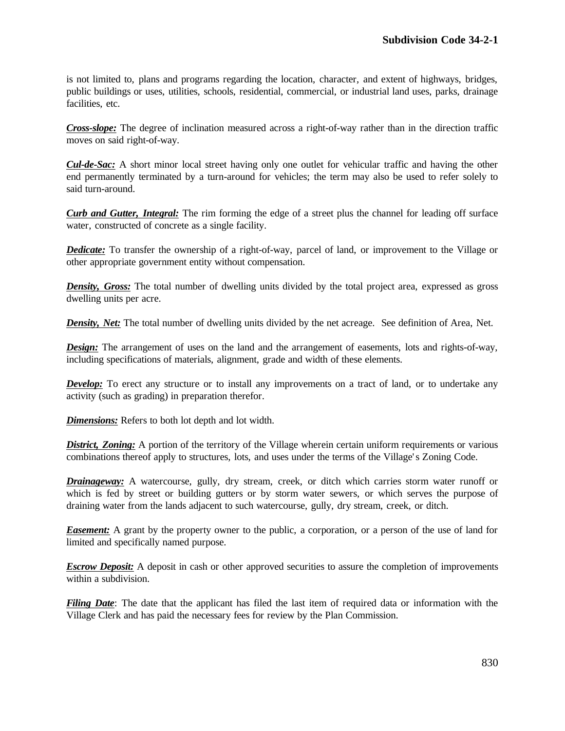is not limited to, plans and programs regarding the location, character, and extent of highways, bridges, public buildings or uses, utilities, schools, residential, commercial, or industrial land uses, parks, drainage facilities, etc.

***Cross-slope:*** The degree of inclination measured across a right-of-way rather than in the direction traffic moves on said right-of-way.

***Cul-de-Sac:*** A short minor local street having only one outlet for vehicular traffic and having the other end permanently terminated by a turn-around for vehicles; the term may also be used to refer solely to said turn-around.

***Curb and Gutter, Integral:*** The rim forming the edge of a street plus the channel for leading off surface water, constructed of concrete as a single facility.

***Dedicate:*** To transfer the ownership of a right-of-way, parcel of land, or improvement to the Village or other appropriate government entity without compensation.

***Density, Gross:*** The total number of dwelling units divided by the total project area, expressed as gross dwelling units per acre.

***Density, Net:*** The total number of dwelling units divided by the net acreage. See definition of Area, Net.

***Design:*** The arrangement of uses on the land and the arrangement of easements, lots and rights-of-way, including specifications of materials, alignment, grade and width of these elements.

***Develop:*** To erect any structure or to install any improvements on a tract of land, or to undertake any activity (such as grading) in preparation therefor.

***Dimensions:*** Refers to both lot depth and lot width.

***District, Zoning:*** A portion of the territory of the Village wherein certain uniform requirements or various combinations thereof apply to structures, lots, and uses under the terms of the Village's Zoning Code.

***Drainageway:*** A watercourse, gully, dry stream, creek, or ditch which carries storm water runoff or which is fed by street or building gutters or by storm water sewers, or which serves the purpose of draining water from the lands adjacent to such watercourse, gully, dry stream, creek, or ditch.

***Easement:*** A grant by the property owner to the public, a corporation, or a person of the use of land for limited and specifically named purpose.

***Escrow Deposit:*** A deposit in cash or other approved securities to assure the completion of improvements within a subdivision.

***Filing Date***: The date that the applicant has filed the last item of required data or information with the Village Clerk and has paid the necessary fees for review by the Plan Commission.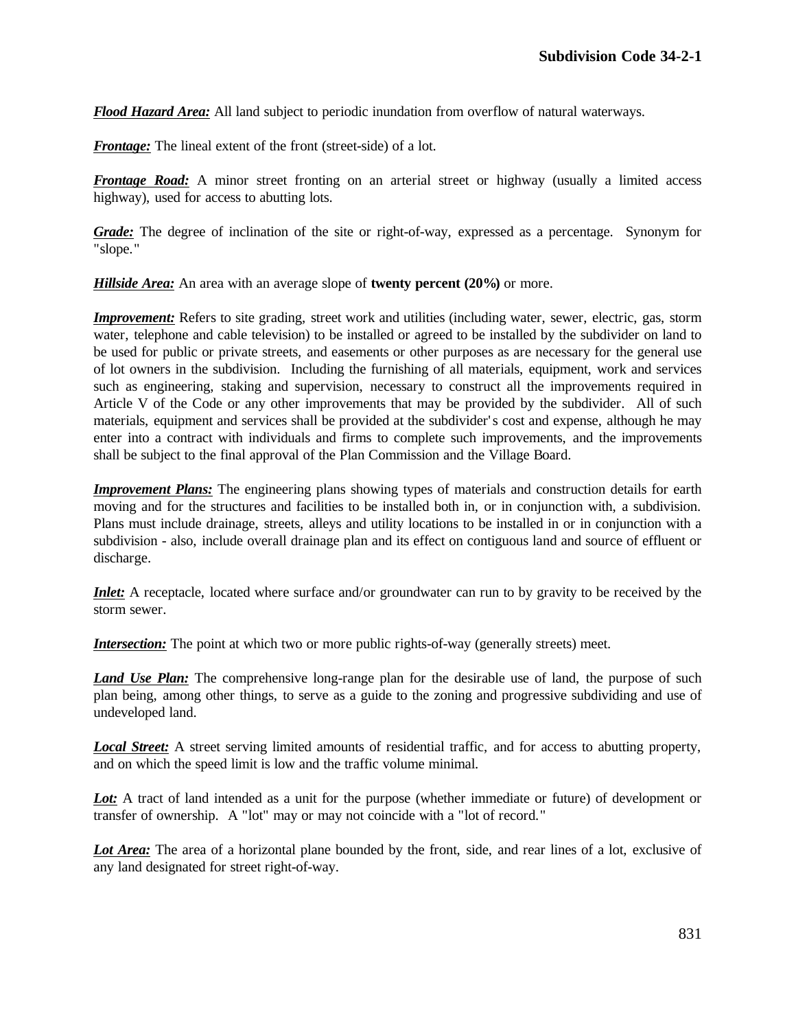***Flood Hazard Area:*** All land subject to periodic inundation from overflow of natural waterways.

***Frontage:*** The lineal extent of the front (street-side) of a lot.

***Frontage Road:*** A minor street fronting on an arterial street or highway (usually a limited access highway), used for access to abutting lots.

***Grade:*** The degree of inclination of the site or right-of-way, expressed as a percentage. Synonym for "slope."

***Hillside Area:*** An area with an average slope of **twenty percent (20%)** or more.

***Improvement:*** Refers to site grading, street work and utilities (including water, sewer, electric, gas, storm water, telephone and cable television) to be installed or agreed to be installed by the subdivider on land to be used for public or private streets, and easements or other purposes as are necessary for the general use of lot owners in the subdivision. Including the furnishing of all materials, equipment, work and services such as engineering, staking and supervision, necessary to construct all the improvements required in Article V of the Code or any other improvements that may be provided by the subdivider. All of such materials, equipment and services shall be provided at the subdivider's cost and expense, although he may enter into a contract with individuals and firms to complete such improvements, and the improvements shall be subject to the final approval of the Plan Commission and the Village Board.

***Improvement Plans:*** The engineering plans showing types of materials and construction details for earth moving and for the structures and facilities to be installed both in, or in conjunction with, a subdivision. Plans must include drainage, streets, alleys and utility locations to be installed in or in conjunction with a subdivision - also, include overall drainage plan and its effect on contiguous land and source of effluent or discharge.

***Inlet:*** A receptacle, located where surface and/or groundwater can run to by gravity to be received by the storm sewer.

***Intersection:*** The point at which two or more public rights-of-way (generally streets) meet.

***Land Use Plan:*** The comprehensive long-range plan for the desirable use of land, the purpose of such plan being, among other things, to serve as a guide to the zoning and progressive subdividing and use of undeveloped land.

***Local Street:*** A street serving limited amounts of residential traffic, and for access to abutting property, and on which the speed limit is low and the traffic volume minimal.

***Lot:*** A tract of land intended as a unit for the purpose (whether immediate or future) of development or transfer of ownership. A "lot" may or may not coincide with a "lot of record."

***Lot Area:*** The area of a horizontal plane bounded by the front, side, and rear lines of a lot, exclusive of any land designated for street right-of-way.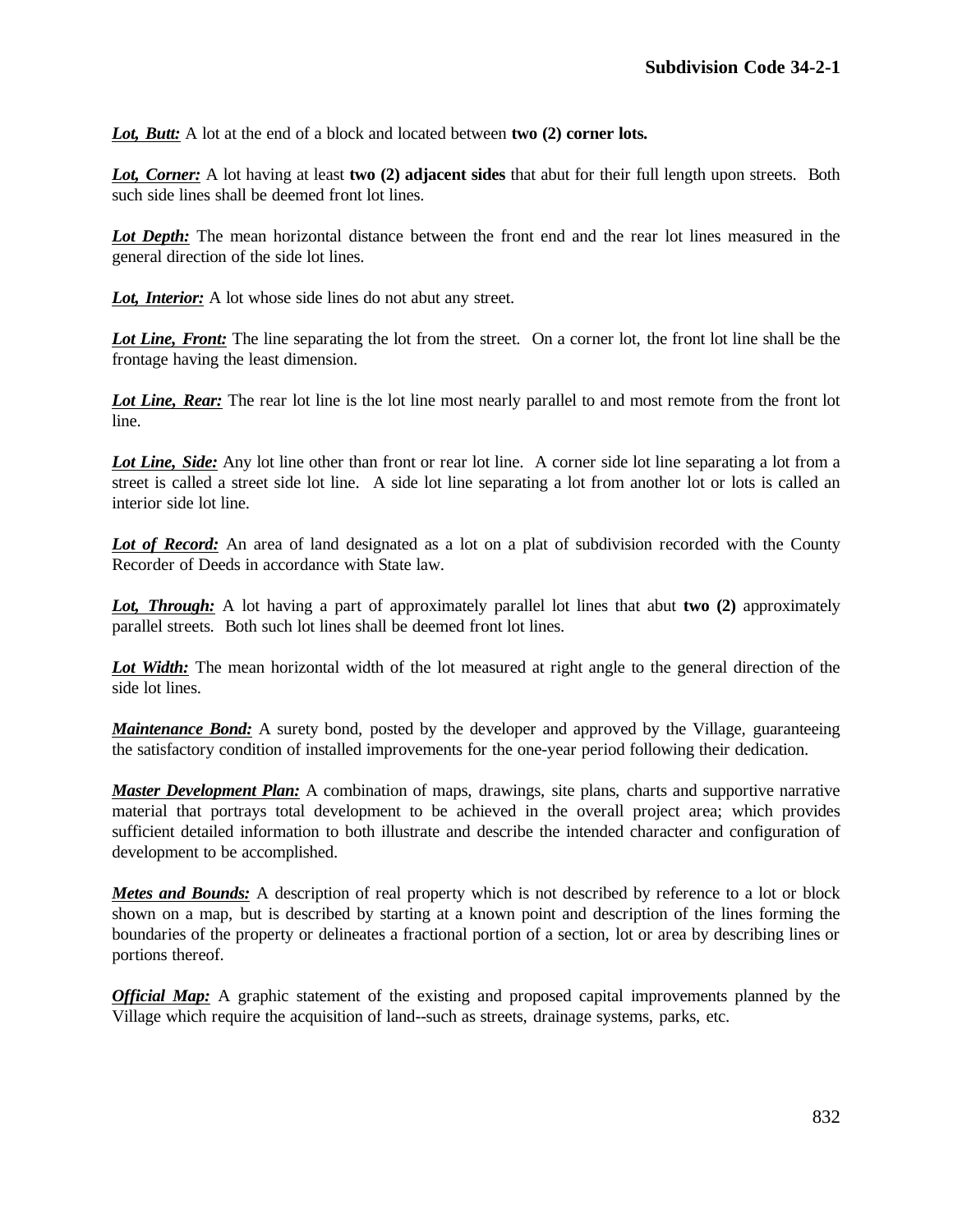***Lot, Butt:*** A lot at the end of a block and located between **two (2) corner lots.**

***Lot, Corner:*** A lot having at least **two (2) adjacent sides** that abut for their full length upon streets. Both such side lines shall be deemed front lot lines.

***Lot Depth:*** The mean horizontal distance between the front end and the rear lot lines measured in the general direction of the side lot lines.

***Lot, Interior:*** A lot whose side lines do not abut any street.

***Lot Line, Front:*** The line separating the lot from the street. On a corner lot, the front lot line shall be the frontage having the least dimension.

***Lot Line, Rear:*** The rear lot line is the lot line most nearly parallel to and most remote from the front lot line.

***Lot Line, Side:*** Any lot line other than front or rear lot line. A corner side lot line separating a lot from a street is called a street side lot line. A side lot line separating a lot from another lot or lots is called an interior side lot line.

***Lot of Record:*** An area of land designated as a lot on a plat of subdivision recorded with the County Recorder of Deeds in accordance with State law.

***Lot, Through:*** A lot having a part of approximately parallel lot lines that abut **two (2)** approximately parallel streets. Both such lot lines shall be deemed front lot lines.

***Lot Width:*** The mean horizontal width of the lot measured at right angle to the general direction of the side lot lines.

***Maintenance Bond:*** A surety bond, posted by the developer and approved by the Village, guaranteeing the satisfactory condition of installed improvements for the one-year period following their dedication.

***Master Development Plan:*** A combination of maps, drawings, site plans, charts and supportive narrative material that portrays total development to be achieved in the overall project area; which provides sufficient detailed information to both illustrate and describe the intended character and configuration of development to be accomplished.

***Metes and Bounds:*** A description of real property which is not described by reference to a lot or block shown on a map, but is described by starting at a known point and description of the lines forming the boundaries of the property or delineates a fractional portion of a section, lot or area by describing lines or portions thereof.

***Official Map:*** A graphic statement of the existing and proposed capital improvements planned by the Village which require the acquisition of land--such as streets, drainage systems, parks, etc.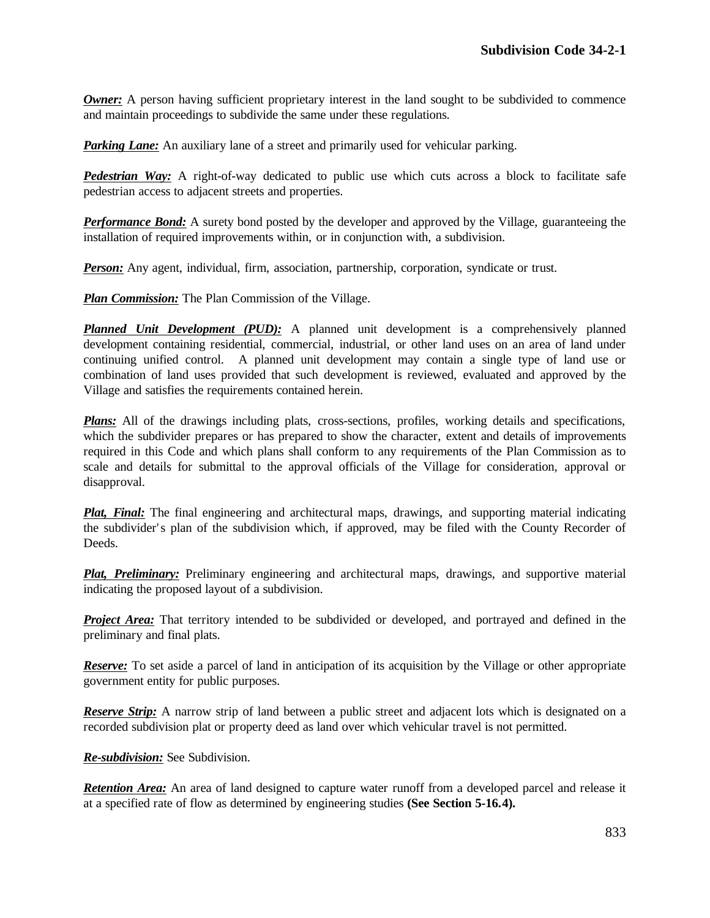***Owner:*** A person having sufficient proprietary interest in the land sought to be subdivided to commence and maintain proceedings to subdivide the same under these regulations.

***Parking Lane:*** An auxiliary lane of a street and primarily used for vehicular parking.

***Pedestrian Way:*** A right-of-way dedicated to public use which cuts across a block to facilitate safe pedestrian access to adjacent streets and properties.

***Performance Bond:*** A surety bond posted by the developer and approved by the Village, guaranteeing the installation of required improvements within, or in conjunction with, a subdivision.

***Person:*** Any agent, individual, firm, association, partnership, corporation, syndicate or trust.

***Plan Commission:*** The Plan Commission of the Village.

***Planned Unit Development (PUD):*** A planned unit development is a comprehensively planned development containing residential, commercial, industrial, or other land uses on an area of land under continuing unified control. A planned unit development may contain a single type of land use or combination of land uses provided that such development is reviewed, evaluated and approved by the Village and satisfies the requirements contained herein.

***Plans:*** All of the drawings including plats, cross-sections, profiles, working details and specifications, which the subdivider prepares or has prepared to show the character, extent and details of improvements required in this Code and which plans shall conform to any requirements of the Plan Commission as to scale and details for submittal to the approval officials of the Village for consideration, approval or disapproval.

***Plat, Final:*** The final engineering and architectural maps, drawings, and supporting material indicating the subdivider's plan of the subdivision which, if approved, may be filed with the County Recorder of Deeds.

***Plat, Preliminary:*** Preliminary engineering and architectural maps, drawings, and supportive material indicating the proposed layout of a subdivision.

***Project Area:*** That territory intended to be subdivided or developed, and portrayed and defined in the preliminary and final plats.

***Reserve:*** To set aside a parcel of land in anticipation of its acquisition by the Village or other appropriate government entity for public purposes.

***Reserve Strip:*** A narrow strip of land between a public street and adjacent lots which is designated on a recorded subdivision plat or property deed as land over which vehicular travel is not permitted.

***Re-subdivision:*** See Subdivision.

***Retention Area:*** An area of land designed to capture water runoff from a developed parcel and release it at a specified rate of flow as determined by engineering studies **(See Section 5-16.4).**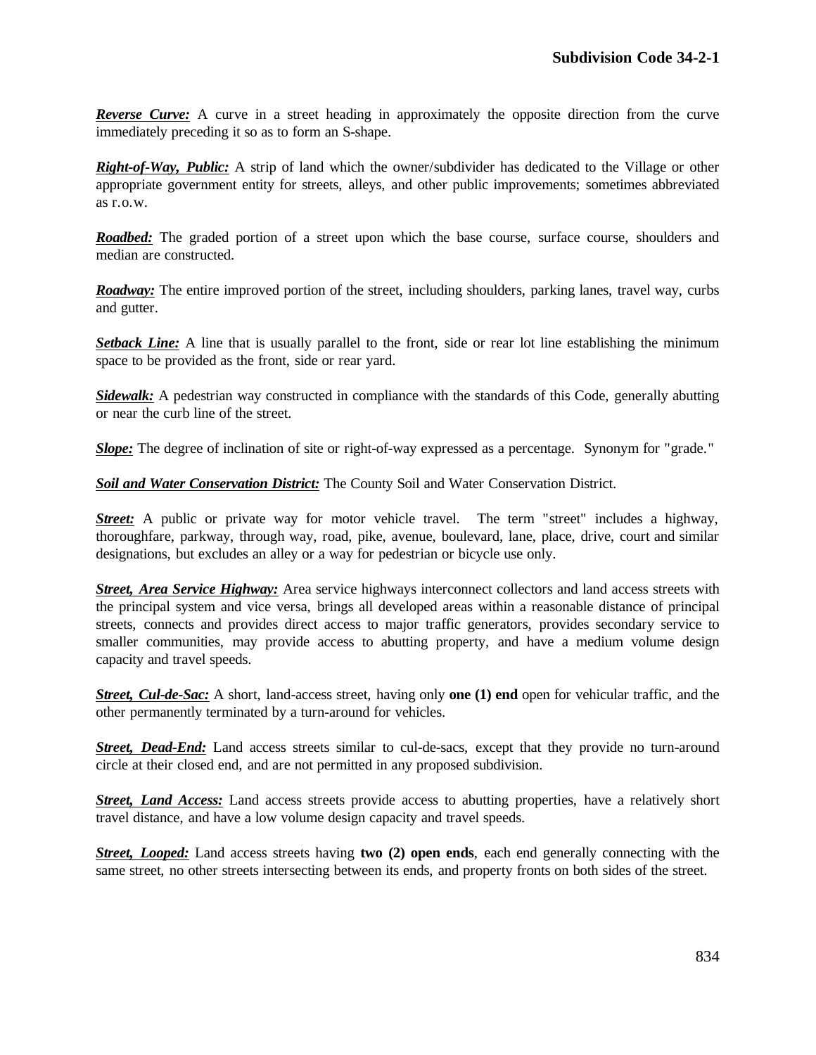***Reverse Curve:*** A curve in a street heading in approximately the opposite direction from the curve immediately preceding it so as to form an S-shape.

***Right-of-Way, Public:*** A strip of land which the owner/subdivider has dedicated to the Village or other appropriate government entity for streets, alleys, and other public improvements; sometimes abbreviated as r.o.w.

***Roadbed:*** The graded portion of a street upon which the base course, surface course, shoulders and median are constructed.

***Roadway:*** The entire improved portion of the street, including shoulders, parking lanes, travel way, curbs and gutter.

***Setback Line:*** A line that is usually parallel to the front, side or rear lot line establishing the minimum space to be provided as the front, side or rear yard.

***Sidewalk:*** A pedestrian way constructed in compliance with the standards of this Code, generally abutting or near the curb line of the street.

***Slope:*** The degree of inclination of site or right-of-way expressed as a percentage. Synonym for "grade."

***Soil and Water Conservation District:*** The County Soil and Water Conservation District.

***Street:*** A public or private way for motor vehicle travel. The term "street" includes a highway, thoroughfare, parkway, through way, road, pike, avenue, boulevard, lane, place, drive, court and similar designations, but excludes an alley or a way for pedestrian or bicycle use only.

***Street, Area Service Highway:*** Area service highways interconnect collectors and land access streets with the principal system and vice versa, brings all developed areas within a reasonable distance of principal streets, connects and provides direct access to major traffic generators, provides secondary service to smaller communities, may provide access to abutting property, and have a medium volume design capacity and travel speeds.

***Street, Cul-de-Sac:*** A short, land-access street, having only **one (1) end** open for vehicular traffic, and the other permanently terminated by a turn-around for vehicles.

***Street, Dead-End:*** Land access streets similar to cul-de-sacs, except that they provide no turn-around circle at their closed end, and are not permitted in any proposed subdivision.

***Street, Land Access:*** Land access streets provide access to abutting properties, have a relatively short travel distance, and have a low volume design capacity and travel speeds.

***Street, Looped:*** Land access streets having **two (2) open ends**, each end generally connecting with the same street, no other streets intersecting between its ends, and property fronts on both sides of the street.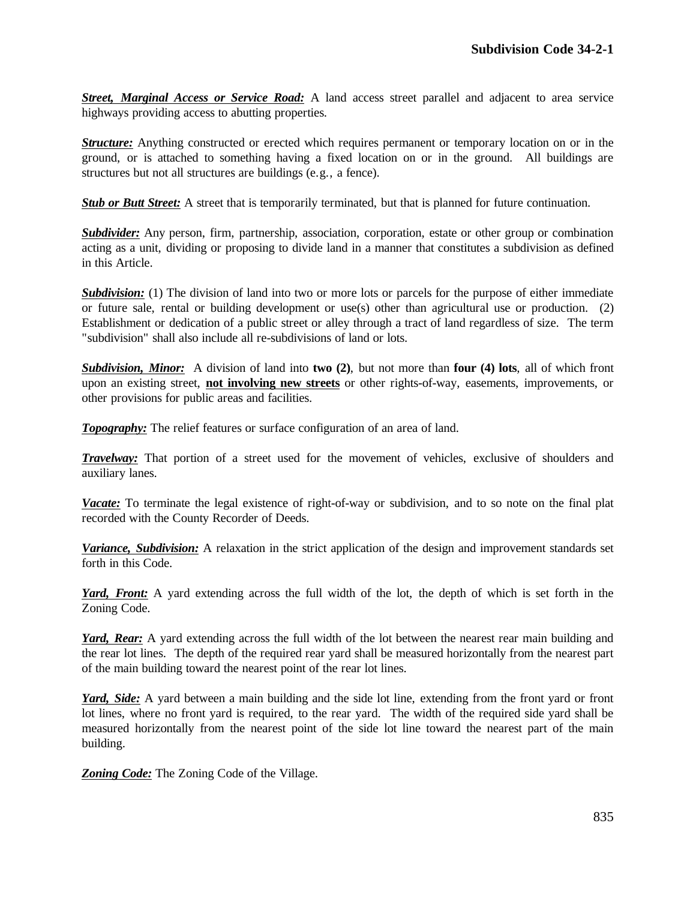***Street, Marginal Access or Service Road:*** A land access street parallel and adjacent to area service highways providing access to abutting properties.

***Structure:*** Anything constructed or erected which requires permanent or temporary location on or in the ground, or is attached to something having a fixed location on or in the ground. All buildings are structures but not all structures are buildings (e.g., a fence).

***Stub or Butt Street:*** A street that is temporarily terminated, but that is planned for future continuation.

***Subdivider:*** Any person, firm, partnership, association, corporation, estate or other group or combination acting as a unit, dividing or proposing to divide land in a manner that constitutes a subdivision as defined in this Article.

***Subdivision:*** (1) The division of land into two or more lots or parcels for the purpose of either immediate or future sale, rental or building development or use(s) other than agricultural use or production. (2) Establishment or dedication of a public street or alley through a tract of land regardless of size. The term "subdivision" shall also include all re-subdivisions of land or lots.

***Subdivision, Minor:*** A division of land into **two (2)**, but not more than **four (4) lots**, all of which front upon an existing street, **not involving new streets** or other rights-of-way, easements, improvements, or other provisions for public areas and facilities.

***Topography:*** The relief features or surface configuration of an area of land.

***Travelway:*** That portion of a street used for the movement of vehicles, exclusive of shoulders and auxiliary lanes.

***Vacate:*** To terminate the legal existence of right-of-way or subdivision, and to so note on the final plat recorded with the County Recorder of Deeds.

***Variance, Subdivision:*** A relaxation in the strict application of the design and improvement standards set forth in this Code.

***Yard, Front:*** A yard extending across the full width of the lot, the depth of which is set forth in the Zoning Code.

***Yard, Rear:*** A yard extending across the full width of the lot between the nearest rear main building and the rear lot lines. The depth of the required rear yard shall be measured horizontally from the nearest part of the main building toward the nearest point of the rear lot lines.

***Yard, Side:*** A yard between a main building and the side lot line, extending from the front yard or front lot lines, where no front yard is required, to the rear yard. The width of the required side yard shall be measured horizontally from the nearest point of the side lot line toward the nearest part of the main building.

***Zoning Code:*** The Zoning Code of the Village.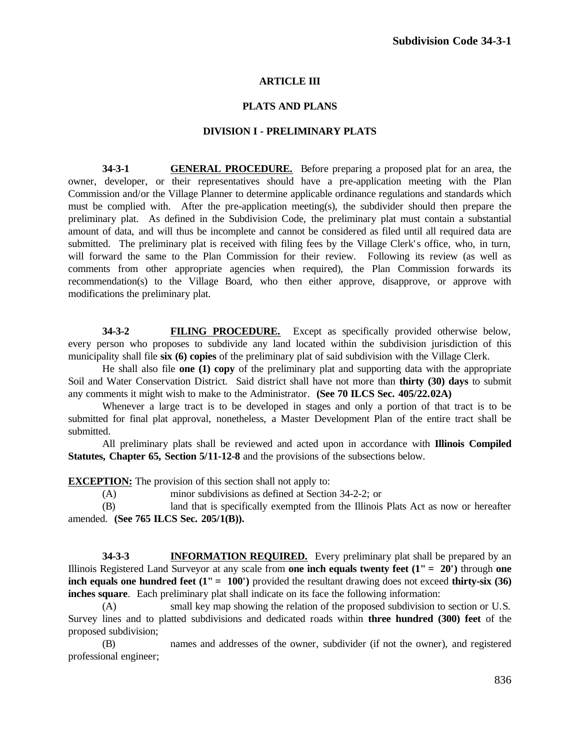## ARTICLE III

## PLATS AND PLANS

### DIVISION I - PRELIMINARY PLATS

**34-3-1** **GENERAL PROCEDURE.** Before preparing a proposed plat for an area, the owner, developer, or their representatives should have a pre-application meeting with the Plan Commission and/or the Village Planner to determine applicable ordinance regulations and standards which must be complied with. After the pre-application meeting(s), the subdivider should then prepare the preliminary plat. As defined in the Subdivision Code, the preliminary plat must contain a substantial amount of data, and will thus be incomplete and cannot be considered as filed until all required data are submitted. The preliminary plat is received with filing fees by the Village Clerk's office, who, in turn, will forward the same to the Plan Commission for their review. Following its review (as well as comments from other appropriate agencies when required), the Plan Commission forwards its recommendation(s) to the Village Board, who then either approve, disapprove, or approve with modifications the preliminary plat.

**34-3-2** **FILING PROCEDURE.** Except as specifically provided otherwise below, every person who proposes to subdivide any land located within the subdivision jurisdiction of this municipality shall file **six (6) copies** of the preliminary plat of said subdivision with the Village Clerk.

He shall also file **one (1) copy** of the preliminary plat and supporting data with the appropriate Soil and Water Conservation District. Said district shall have not more than **thirty (30) days** to submit any comments it might wish to make to the Administrator. **(See 70 ILCS Sec. 405/22.02A)**

Whenever a large tract is to be developed in stages and only a portion of that tract is to be submitted for final plat approval, nonetheless, a Master Development Plan of the entire tract shall be submitted.

All preliminary plats shall be reviewed and acted upon in accordance with **Illinois Compiled Statutes, Chapter 65, Section 5/11-12-8** and the provisions of the subsections below.

**EXCEPTION:** The provision of this section shall not apply to:

(A) minor subdivisions as defined at Section 34-2-2; or

(B) land that is specifically exempted from the Illinois Plats Act as now or hereafter amended. **(See 765 ILCS Sec. 205/1(B)).**

**34-3-3** **INFORMATION REQUIRED.** Every preliminary plat shall be prepared by an Illinois Registered Land Surveyor at any scale from **one inch equals twenty feet (1" = 20')** through **one inch equals one hundred feet (1" = 100')** provided the resultant drawing does not exceed **thirty-six (36) inches square**. Each preliminary plat shall indicate on its face the following information:

(A) small key map showing the relation of the proposed subdivision to section or U.S. Survey lines and to platted subdivisions and dedicated roads within **three hundred (300) feet** of the proposed subdivision;

(B) names and addresses of the owner, subdivider (if not the owner), and registered professional engineer;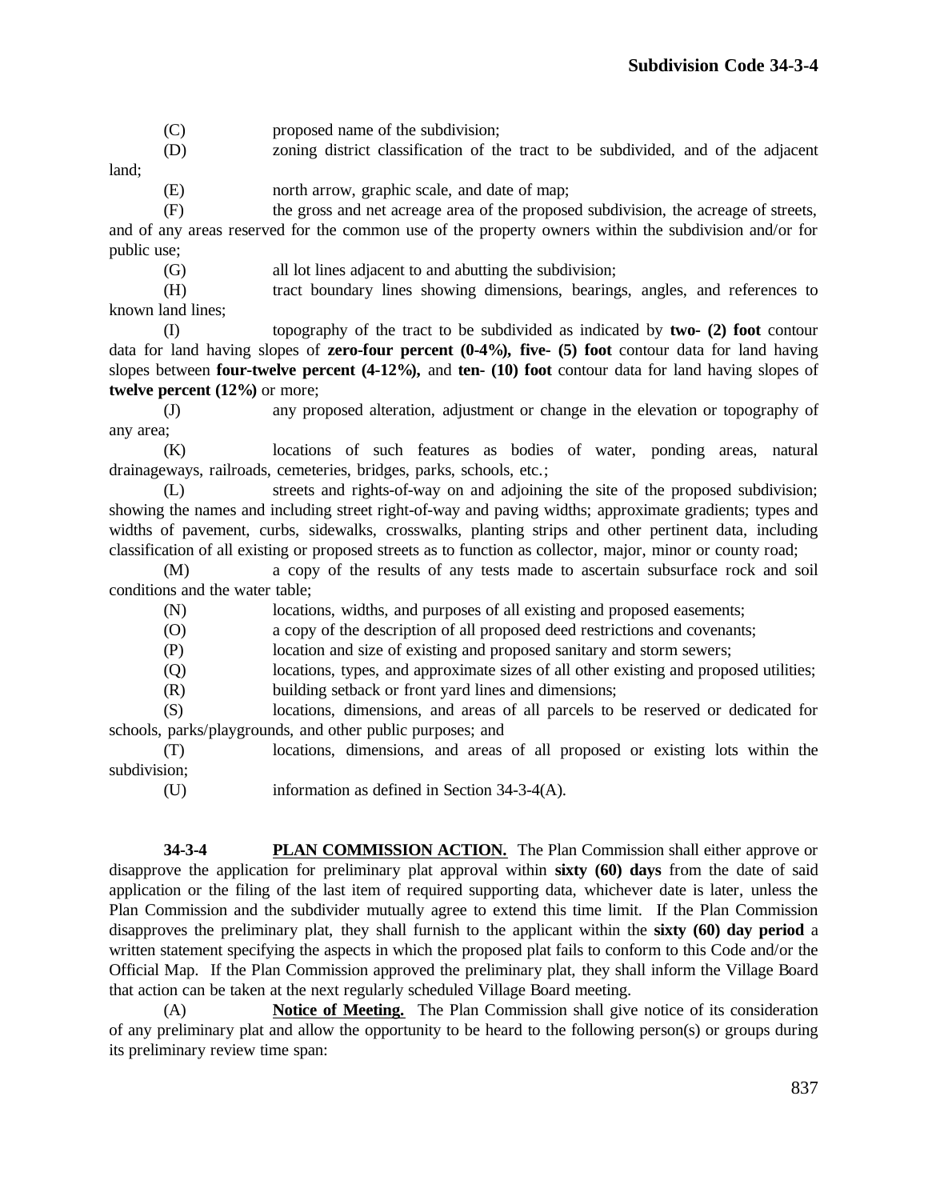(C) proposed name of the subdivision;

(D) zoning district classification of the tract to be subdivided, and of the adjacent land;

(E) north arrow, graphic scale, and date of map;

(F) the gross and net acreage area of the proposed subdivision, the acreage of streets, and of any areas reserved for the common use of the property owners within the subdivision and/or for public use;

(G) all lot lines adjacent to and abutting the subdivision;

(H) tract boundary lines showing dimensions, bearings, angles, and references to known land lines;

(I) topography of the tract to be subdivided as indicated by **two- (2) foot** contour data for land having slopes of **zero-four percent (0-4%), five- (5) foot** contour data for land having slopes between **four-twelve percent (4-12%),** and **ten- (10) foot** contour data for land having slopes of **twelve percent (12%)** or more;

(J) any proposed alteration, adjustment or change in the elevation or topography of any area;

(K) locations of such features as bodies of water, ponding areas, natural drainageways, railroads, cemeteries, bridges, parks, schools, etc.;

(L) streets and rights-of-way on and adjoining the site of the proposed subdivision; showing the names and including street right-of-way and paving widths; approximate gradients; types and widths of pavement, curbs, sidewalks, crosswalks, planting strips and other pertinent data, including classification of all existing or proposed streets as to function as collector, major, minor or county road;

(M) a copy of the results of any tests made to ascertain subsurface rock and soil conditions and the water table;

(N) locations, widths, and purposes of all existing and proposed easements;

(O) a copy of the description of all proposed deed restrictions and covenants;

(P) location and size of existing and proposed sanitary and storm sewers;

(Q) locations, types, and approximate sizes of all other existing and proposed utilities;

(R) building setback or front yard lines and dimensions;

(S) locations, dimensions, and areas of all parcels to be reserved or dedicated for schools, parks/playgrounds, and other public purposes; and

(T) locations, dimensions, and areas of all proposed or existing lots within the subdivision;

(U) information as defined in Section 34-3-4(A).

**34-3-4 PLAN COMMISSION ACTION.** The Plan Commission shall either approve or disapprove the application for preliminary plat approval within **sixty (60) days** from the date of said application or the filing of the last item of required supporting data, whichever date is later, unless the Plan Commission and the subdivider mutually agree to extend this time limit. If the Plan Commission disapproves the preliminary plat, they shall furnish to the applicant within the **sixty (60) day period** a written statement specifying the aspects in which the proposed plat fails to conform to this Code and/or the Official Map. If the Plan Commission approved the preliminary plat, they shall inform the Village Board that action can be taken at the next regularly scheduled Village Board meeting.

(A) **Notice of Meeting.** The Plan Commission shall give notice of its consideration of any preliminary plat and allow the opportunity to be heard to the following person(s) or groups during its preliminary review time span: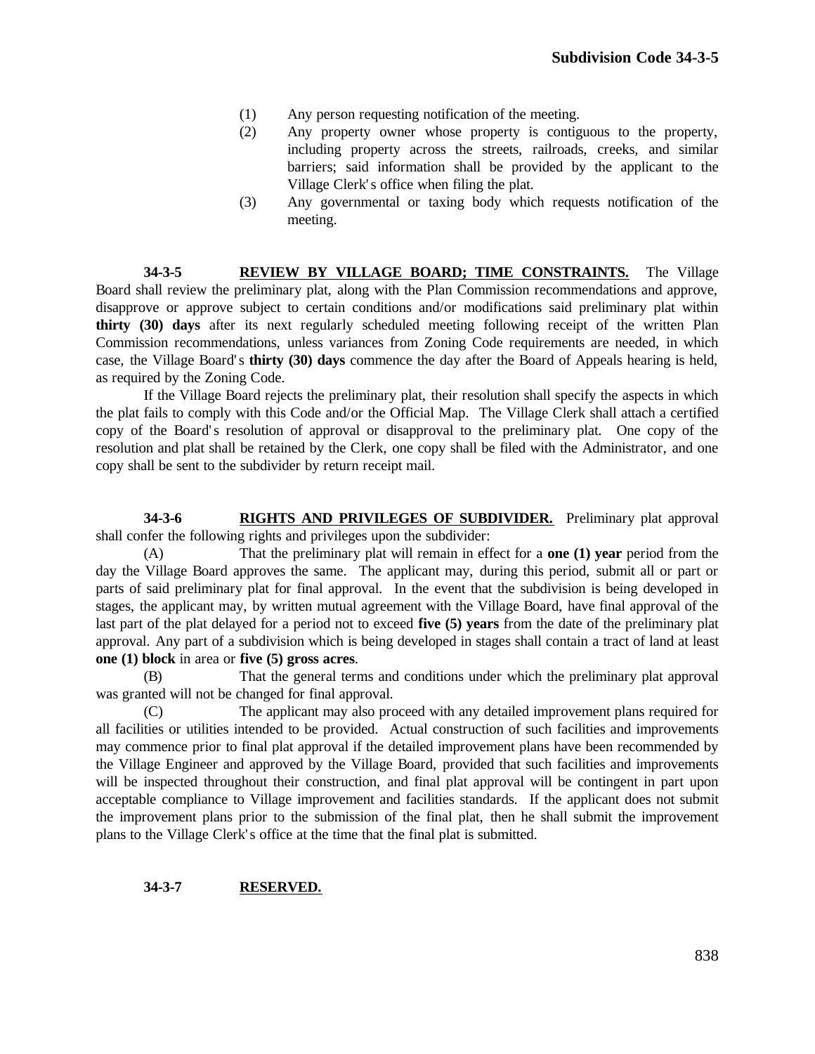(1) Any person requesting notification of the meeting.

(2) Any property owner whose property is contiguous to the property, including property across the streets, railroads, creeks, and similar barriers; said information shall be provided by the applicant to the Village Clerk's office when filing the plat.

(3) Any governmental or taxing body which requests notification of the meeting.

**34-3-5 REVIEW BY VILLAGE BOARD; TIME CONSTRAINTS.** The Village Board shall review the preliminary plat, along with the Plan Commission recommendations and approve, disapprove or approve subject to certain conditions and/or modifications said preliminary plat within **thirty (30) days** after its next regularly scheduled meeting following receipt of the written Plan Commission recommendations, unless variances from Zoning Code requirements are needed, in which case, the Village Board's **thirty (30) days** commence the day after the Board of Appeals hearing is held, as required by the Zoning Code.

If the Village Board rejects the preliminary plat, their resolution shall specify the aspects in which the plat fails to comply with this Code and/or the Official Map. The Village Clerk shall attach a certified copy of the Board's resolution of approval or disapproval to the preliminary plat. One copy of the resolution and plat shall be retained by the Clerk, one copy shall be filed with the Administrator, and one copy shall be sent to the subdivider by return receipt mail.

**34-3-6 RIGHTS AND PRIVILEGES OF SUBDIVIDER.** Preliminary plat approval shall confer the following rights and privileges upon the subdivider:

(A) That the preliminary plat will remain in effect for a **one (1) year** period from the day the Village Board approves the same. The applicant may, during this period, submit all or part or parts of said preliminary plat for final approval. In the event that the subdivision is being developed in stages, the applicant may, by written mutual agreement with the Village Board, have final approval of the last part of the plat delayed for a period not to exceed **five (5) years** from the date of the preliminary plat approval. Any part of a subdivision which is being developed in stages shall contain a tract of land at least **one (1) block** in area or **five (5) gross acres**.

(B) That the general terms and conditions under which the preliminary plat approval was granted will not be changed for final approval.

(C) The applicant may also proceed with any detailed improvement plans required for all facilities or utilities intended to be provided. Actual construction of such facilities and improvements may commence prior to final plat approval if the detailed improvement plans have been recommended by the Village Engineer and approved by the Village Board, provided that such facilities and improvements will be inspected throughout their construction, and final plat approval will be contingent in part upon acceptable compliance to Village improvement and facilities standards. If the applicant does not submit the improvement plans prior to the submission of the final plat, then he shall submit the improvement plans to the Village Clerk's office at the time that the final plat is submitted.

**34-3-7 RESERVED.**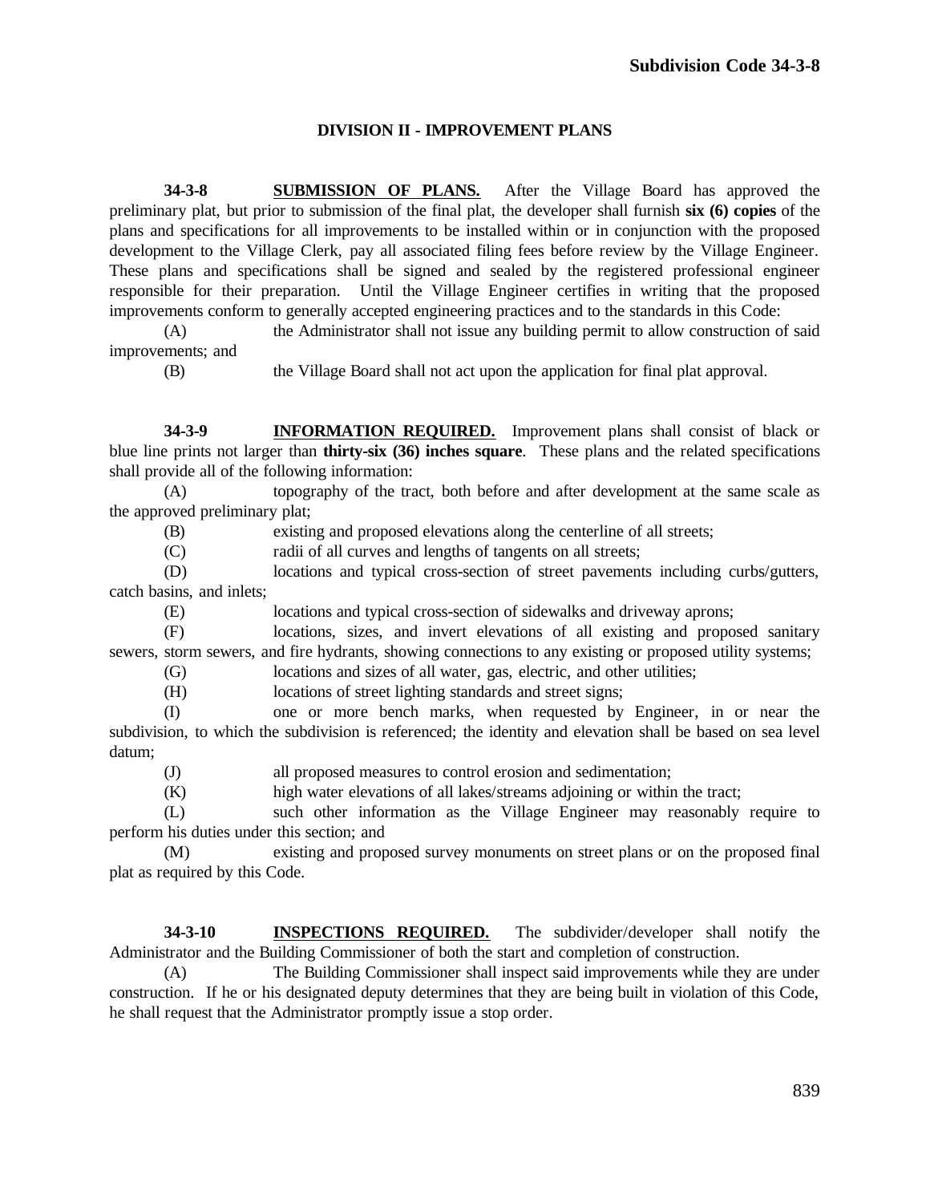## DIVISION II - IMPROVEMENT PLANS

**34-3-8** **SUBMISSION OF PLANS.** After the Village Board has approved the preliminary plat, but prior to submission of the final plat, the developer shall furnish **six (6) copies** of the plans and specifications for all improvements to be installed within or in conjunction with the proposed development to the Village Clerk, pay all associated filing fees before review by the Village Engineer. These plans and specifications shall be signed and sealed by the registered professional engineer responsible for their preparation. Until the Village Engineer certifies in writing that the proposed improvements conform to generally accepted engineering practices and to the standards in this Code:

(A) the Administrator shall not issue any building permit to allow construction of said improvements; and

(B) the Village Board shall not act upon the application for final plat approval.

**34-3-9** **INFORMATION REQUIRED.** Improvement plans shall consist of black or blue line prints not larger than **thirty-six (36) inches square**. These plans and the related specifications shall provide all of the following information:

(A) topography of the tract, both before and after development at the same scale as the approved preliminary plat;

(B) existing and proposed elevations along the centerline of all streets;

(C) radii of all curves and lengths of tangents on all streets;

(D) locations and typical cross-section of street pavements including curbs/gutters, catch basins, and inlets;

(E) locations and typical cross-section of sidewalks and driveway aprons;

(F) locations, sizes, and invert elevations of all existing and proposed sanitary sewers, storm sewers, and fire hydrants, showing connections to any existing or proposed utility systems;

(G) locations and sizes of all water, gas, electric, and other utilities;

(H) locations of street lighting standards and street signs;

(I) one or more bench marks, when requested by Engineer, in or near the subdivision, to which the subdivision is referenced; the identity and elevation shall be based on sea level datum;

(J) all proposed measures to control erosion and sedimentation;

(K) high water elevations of all lakes/streams adjoining or within the tract;

(L) such other information as the Village Engineer may reasonably require to perform his duties under this section; and

(M) existing and proposed survey monuments on street plans or on the proposed final plat as required by this Code.

**34-3-10** **INSPECTIONS REQUIRED.** The subdivider/developer shall notify the Administrator and the Building Commissioner of both the start and completion of construction.

(A) The Building Commissioner shall inspect said improvements while they are under construction. If he or his designated deputy determines that they are being built in violation of this Code, he shall request that the Administrator promptly issue a stop order.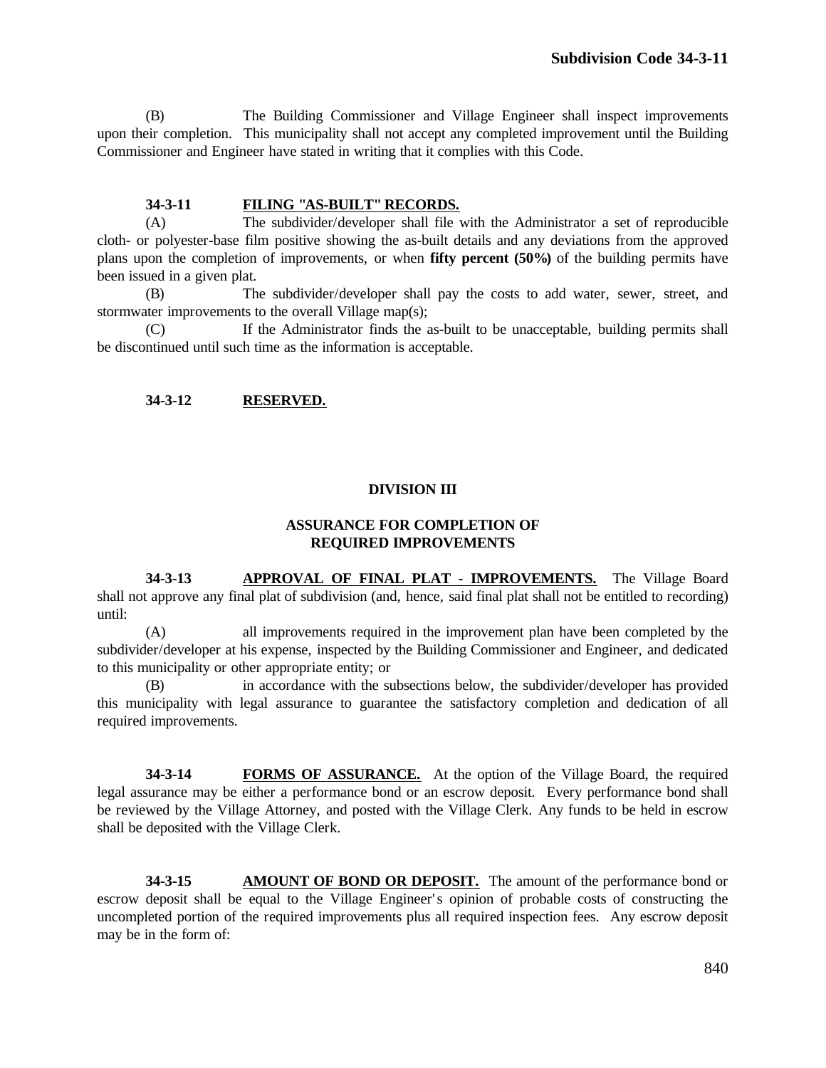(B) The Building Commissioner and Village Engineer shall inspect improvements upon their completion. This municipality shall not accept any completed improvement until the Building Commissioner and Engineer have stated in writing that it complies with this Code.

**34-3-11 FILING "AS-BUILT" RECORDS.**

(A) The subdivider/developer shall file with the Administrator a set of reproducible cloth- or polyester-base film positive showing the as-built details and any deviations from the approved plans upon the completion of improvements, or when **fifty percent (50%)** of the building permits have been issued in a given plat.

(B) The subdivider/developer shall pay the costs to add water, sewer, street, and stormwater improvements to the overall Village map(s);

(C) If the Administrator finds the as-built to be unacceptable, building permits shall be discontinued until such time as the information is acceptable.

**34-3-12 RESERVED.**

## DIVISION III

## ASSURANCE FOR COMPLETION OF REQUIRED IMPROVEMENTS

**34-3-13 APPROVAL OF FINAL PLAT - IMPROVEMENTS.** The Village Board shall not approve any final plat of subdivision (and, hence, said final plat shall not be entitled to recording) until:

(A) all improvements required in the improvement plan have been completed by the subdivider/developer at his expense, inspected by the Building Commissioner and Engineer, and dedicated to this municipality or other appropriate entity; or

(B) in accordance with the subsections below, the subdivider/developer has provided this municipality with legal assurance to guarantee the satisfactory completion and dedication of all required improvements.

**34-3-14 FORMS OF ASSURANCE.** At the option of the Village Board, the required legal assurance may be either a performance bond or an escrow deposit. Every performance bond shall be reviewed by the Village Attorney, and posted with the Village Clerk. Any funds to be held in escrow shall be deposited with the Village Clerk.

**34-3-15 AMOUNT OF BOND OR DEPOSIT.** The amount of the performance bond or escrow deposit shall be equal to the Village Engineer's opinion of probable costs of constructing the uncompleted portion of the required improvements plus all required inspection fees. Any escrow deposit may be in the form of: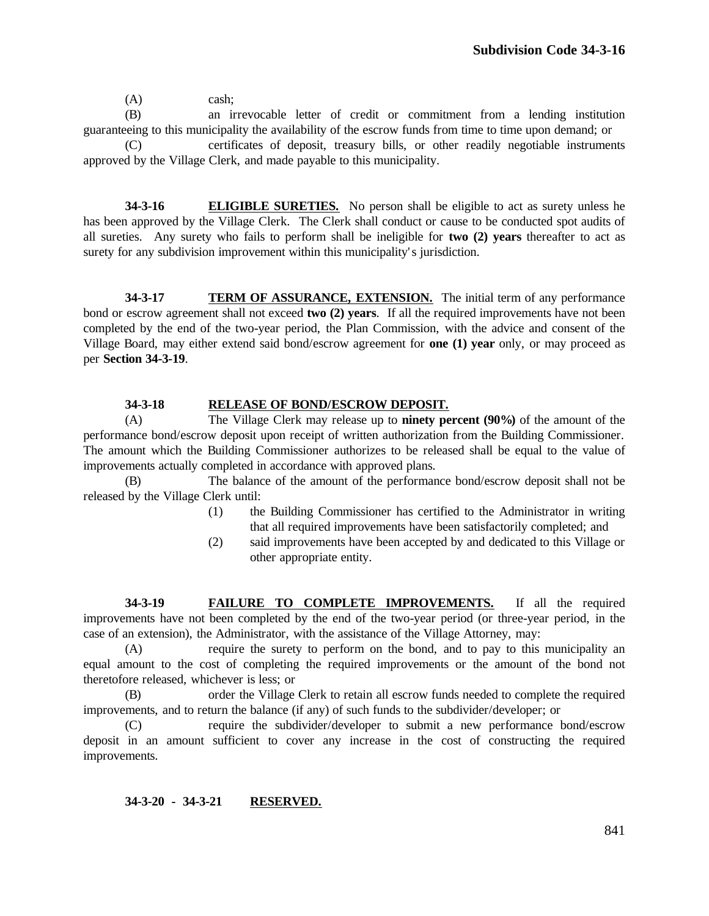(A) cash;

(B) an irrevocable letter of credit or commitment from a lending institution guaranteeing to this municipality the availability of the escrow funds from time to time upon demand; or

(C) certificates of deposit, treasury bills, or other readily negotiable instruments approved by the Village Clerk, and made payable to this municipality.

**34-3-16** **ELIGIBLE SURETIES.** No person shall be eligible to act as surety unless he has been approved by the Village Clerk. The Clerk shall conduct or cause to be conducted spot audits of all sureties. Any surety who fails to perform shall be ineligible for **two (2) years** thereafter to act as surety for any subdivision improvement within this municipality's jurisdiction.

**34-3-17** **TERM OF ASSURANCE, EXTENSION.** The initial term of any performance bond or escrow agreement shall not exceed **two (2) years**. If all the required improvements have not been completed by the end of the two-year period, the Plan Commission, with the advice and consent of the Village Board, may either extend said bond/escrow agreement for **one (1) year** only, or may proceed as per **Section 34-3-19**.

**34-3-18** **RELEASE OF BOND/ESCROW DEPOSIT.**

(A) The Village Clerk may release up to **ninety percent (90%)** of the amount of the performance bond/escrow deposit upon receipt of written authorization from the Building Commissioner. The amount which the Building Commissioner authorizes to be released shall be equal to the value of improvements actually completed in accordance with approved plans.

(B) The balance of the amount of the performance bond/escrow deposit shall not be released by the Village Clerk until:

(1) the Building Commissioner has certified to the Administrator in writing that all required improvements have been satisfactorily completed; and

(2) said improvements have been accepted by and dedicated to this Village or other appropriate entity.

**34-3-19** **FAILURE TO COMPLETE IMPROVEMENTS.** If all the required improvements have not been completed by the end of the two-year period (or three-year period, in the case of an extension), the Administrator, with the assistance of the Village Attorney, may:

(A) require the surety to perform on the bond, and to pay to this municipality an equal amount to the cost of completing the required improvements or the amount of the bond not theretofore released, whichever is less; or

(B) order the Village Clerk to retain all escrow funds needed to complete the required improvements, and to return the balance (if any) of such funds to the subdivider/developer; or

(C) require the subdivider/developer to submit a new performance bond/escrow deposit in an amount sufficient to cover any increase in the cost of constructing the required improvements.

**34-3-20 - 34-3-21** **RESERVED.**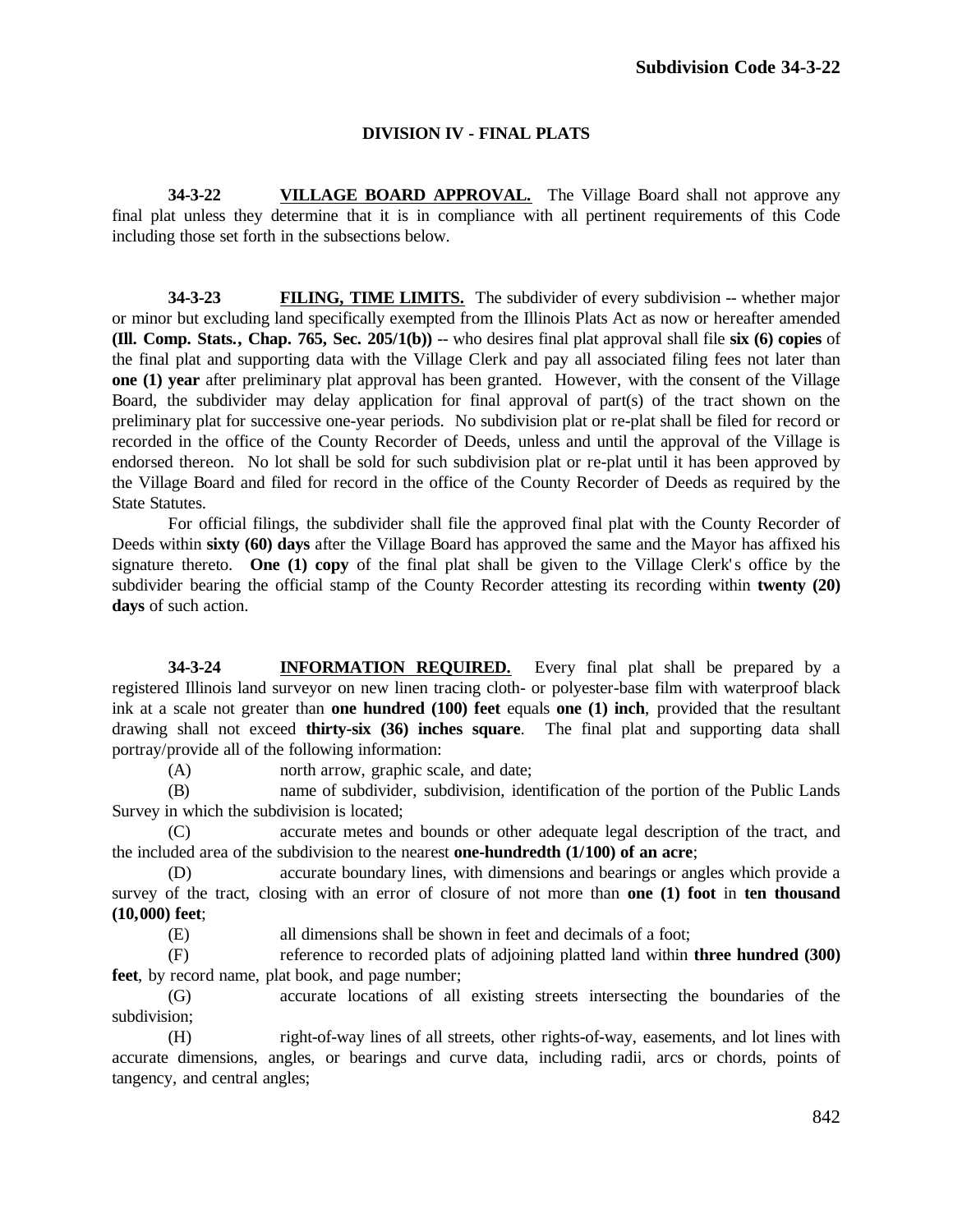## DIVISION IV - FINAL PLATS

**34-3-22 VILLAGE BOARD APPROVAL.** The Village Board shall not approve any final plat unless they determine that it is in compliance with all pertinent requirements of this Code including those set forth in the subsections below.

**34-3-23 FILING, TIME LIMITS.** The subdivider of every subdivision -- whether major or minor but excluding land specifically exempted from the Illinois Plats Act as now or hereafter amended **(Ill. Comp. Stats., Chap. 765, Sec. 205/1(b))** -- who desires final plat approval shall file **six (6) copies** of the final plat and supporting data with the Village Clerk and pay all associated filing fees not later than **one (1) year** after preliminary plat approval has been granted. However, with the consent of the Village Board, the subdivider may delay application for final approval of part(s) of the tract shown on the preliminary plat for successive one-year periods. No subdivision plat or re-plat shall be filed for record or recorded in the office of the County Recorder of Deeds, unless and until the approval of the Village is endorsed thereon. No lot shall be sold for such subdivision plat or re-plat until it has been approved by the Village Board and filed for record in the office of the County Recorder of Deeds as required by the State Statutes.

For official filings, the subdivider shall file the approved final plat with the County Recorder of Deeds within **sixty (60) days** after the Village Board has approved the same and the Mayor has affixed his signature thereto. **One (1) copy** of the final plat shall be given to the Village Clerk's office by the subdivider bearing the official stamp of the County Recorder attesting its recording within **twenty (20) days** of such action.

**34-3-24 INFORMATION REQUIRED.** Every final plat shall be prepared by a registered Illinois land surveyor on new linen tracing cloth- or polyester-base film with waterproof black ink at a scale not greater than **one hundred (100) feet** equals **one (1) inch**, provided that the resultant drawing shall not exceed **thirty-six (36) inches square**. The final plat and supporting data shall portray/provide all of the following information:

(A) north arrow, graphic scale, and date;

(B) name of subdivider, subdivision, identification of the portion of the Public Lands Survey in which the subdivision is located;

(C) accurate metes and bounds or other adequate legal description of the tract, and the included area of the subdivision to the nearest **one-hundredth (1/100) of an acre**;

(D) accurate boundary lines, with dimensions and bearings or angles which provide a survey of the tract, closing with an error of closure of not more than **one (1) foot** in **ten thousand (10,000) feet**;

(E) all dimensions shall be shown in feet and decimals of a foot;

(F) reference to recorded plats of adjoining platted land within **three hundred (300) feet**, by record name, plat book, and page number;

(G) accurate locations of all existing streets intersecting the boundaries of the subdivision;

(H) right-of-way lines of all streets, other rights-of-way, easements, and lot lines with accurate dimensions, angles, or bearings and curve data, including radii, arcs or chords, points of tangency, and central angles;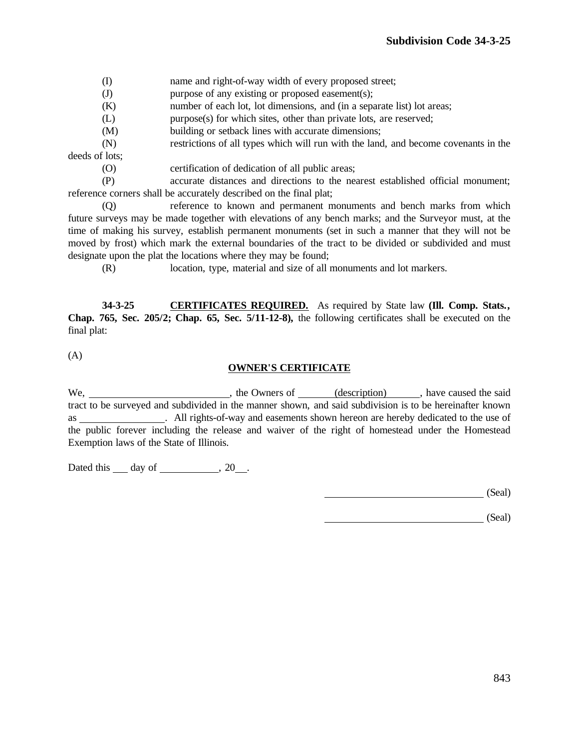(I) name and right-of-way width of every proposed street;

(J) purpose of any existing or proposed easement(s);

(K) number of each lot, lot dimensions, and (in a separate list) lot areas;

(L) purpose(s) for which sites, other than private lots, are reserved;

(M) building or setback lines with accurate dimensions;

(N) restrictions of all types which will run with the land, and become covenants in the deeds of lots;

(O) certification of dedication of all public areas;

(P) accurate distances and directions to the nearest established official monument; reference corners shall be accurately described on the final plat;

(Q) reference to known and permanent monuments and bench marks from which future surveys may be made together with elevations of any bench marks; and the Surveyor must, at the time of making his survey, establish permanent monuments (set in such a manner that they will not be moved by frost) which mark the external boundaries of the tract to be divided or subdivided and must designate upon the plat the locations where they may be found;

(R) location, type, material and size of all monuments and lot markers.

**34-3-25** **CERTIFICATES REQUIRED.** As required by State law **(Ill. Comp. Stats., Chap. 765, Sec. 205/2; Chap. 65, Sec. 5/11-12-8),** the following certificates shall be executed on the final plat:

(A)

**OWNER'S CERTIFICATE**

We, ____________________________, the Owners of _______(description)_______, have caused the said tract to be surveyed and subdivided in the manner shown, and said subdivision is to be hereinafter known as ________________. All rights-of-way and easements shown hereon are hereby dedicated to the use of the public forever including the release and waiver of the right of homestead under the Homestead Exemption laws of the State of Illinois.

Dated this ___ day of ___________, 20___.

_______________________________ (Seal)

_______________________________ (Seal)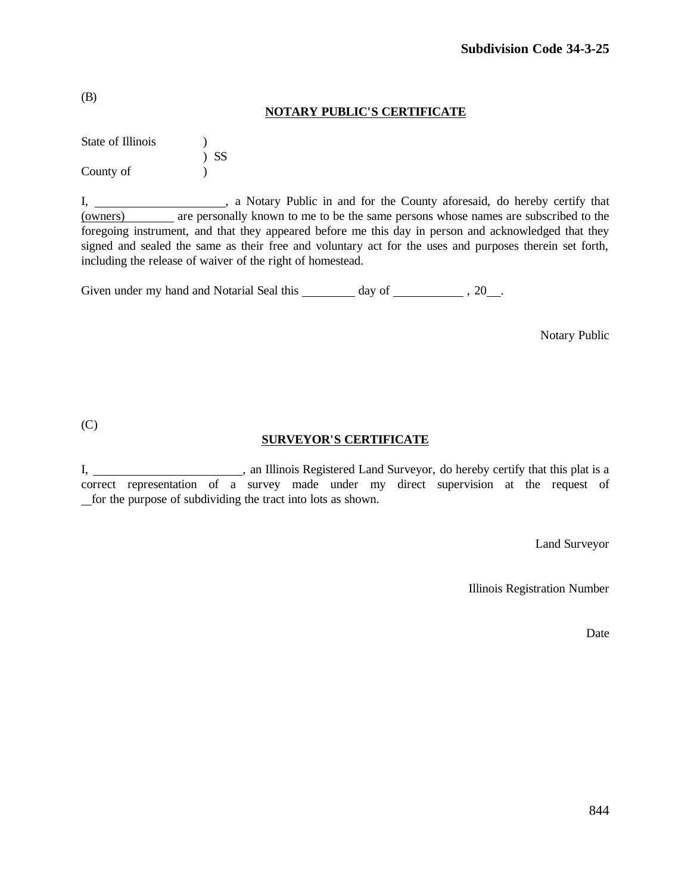(B)

**NOTARY PUBLIC'S CERTIFICATE**

State of Illinois )
) SS
County of )

I, \_\_\_\_\_\_\_\_\_\_\_\_\_\_\_\_\_\_\_\_\_\_, a Notary Public in and for the County aforesaid, do hereby certify that (owners)\_\_\_\_\_\_\_\_\_ are personally known to me to be the same persons whose names are subscribed to the foregoing instrument, and that they appeared before me this day in person and acknowledged that they signed and sealed the same as their free and voluntary act for the uses and purposes therein set forth, including the release of waiver of the right of homestead.

Given under my hand and Notarial Seal this \_\_\_\_\_\_\_\_\_ day of \_\_\_\_\_\_\_\_\_\_\_\_ , 20\_\_.

Notary Public

(C)

**SURVEYOR'S CERTIFICATE**

I, \_\_\_\_\_\_\_\_\_\_\_\_\_\_\_\_\_\_\_\_\_\_\_\_\_, an Illinois Registered Land Surveyor, do hereby certify that this plat is a correct representation of a survey made under my direct supervision at the request of \_\_for the purpose of subdividing the tract into lots as shown.

Land Surveyor

Illinois Registration Number

Date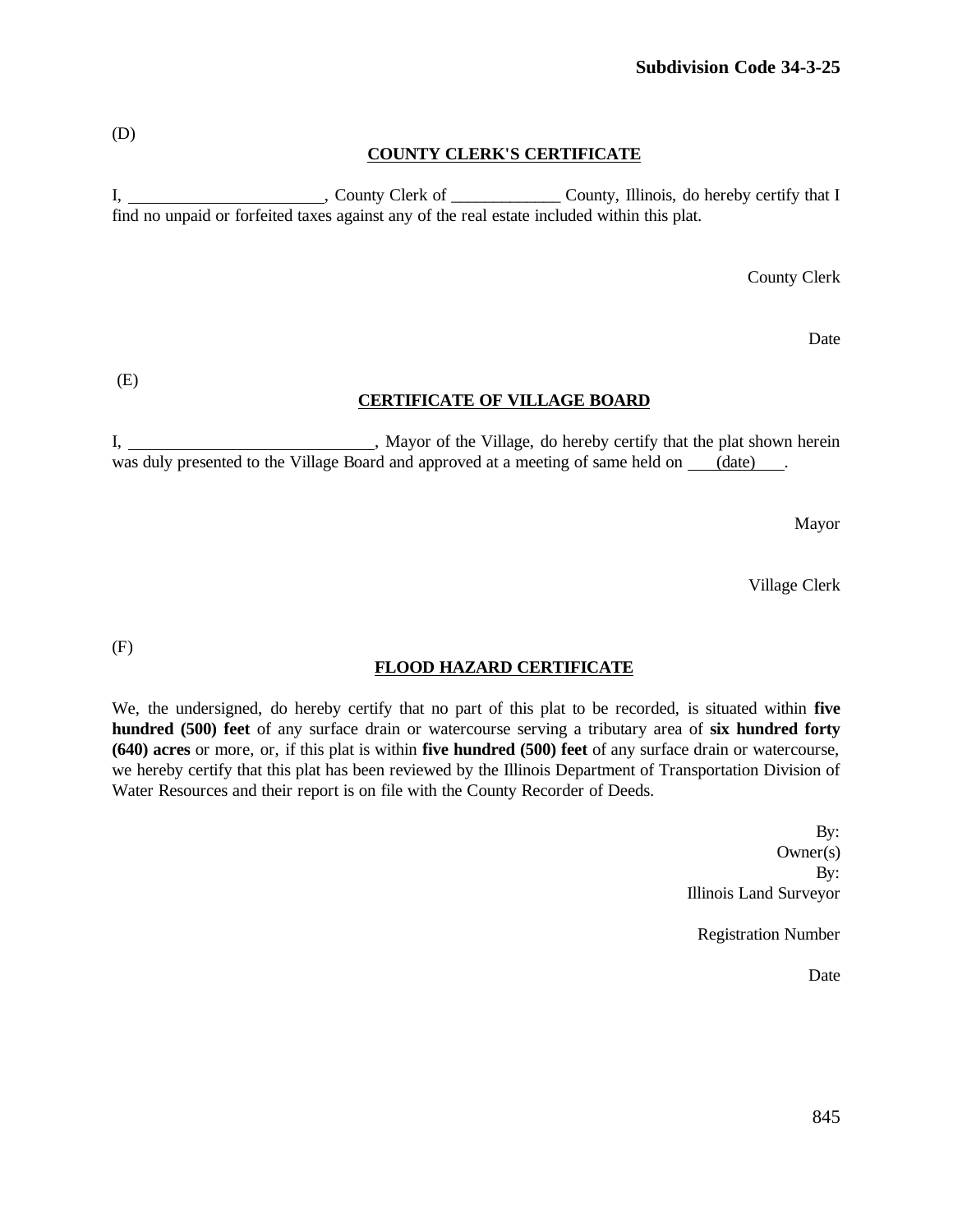(D)

**COUNTY CLERK'S CERTIFICATE**

I, ______________________, County Clerk of _____________ County, Illinois, do hereby certify that I find no unpaid or forfeited taxes against any of the real estate included within this plat.

County Clerk

Date

(E)

**CERTIFICATE OF VILLAGE BOARD**

I, ____________________________, Mayor of the Village, do hereby certify that the plat shown herein was duly presented to the Village Board and approved at a meeting of same held on ___(date)___.

Mayor

Village Clerk

(F)

**FLOOD HAZARD CERTIFICATE**

We, the undersigned, do hereby certify that no part of this plat to be recorded, is situated within **five hundred (500) feet** of any surface drain or watercourse serving a tributary area of **six hundred forty (640) acres** or more, or, if this plat is within **five hundred (500) feet** of any surface drain or watercourse, we hereby certify that this plat has been reviewed by the Illinois Department of Transportation Division of Water Resources and their report is on file with the County Recorder of Deeds.

By:
Owner(s)
By:
Illinois Land Surveyor

Registration Number

Date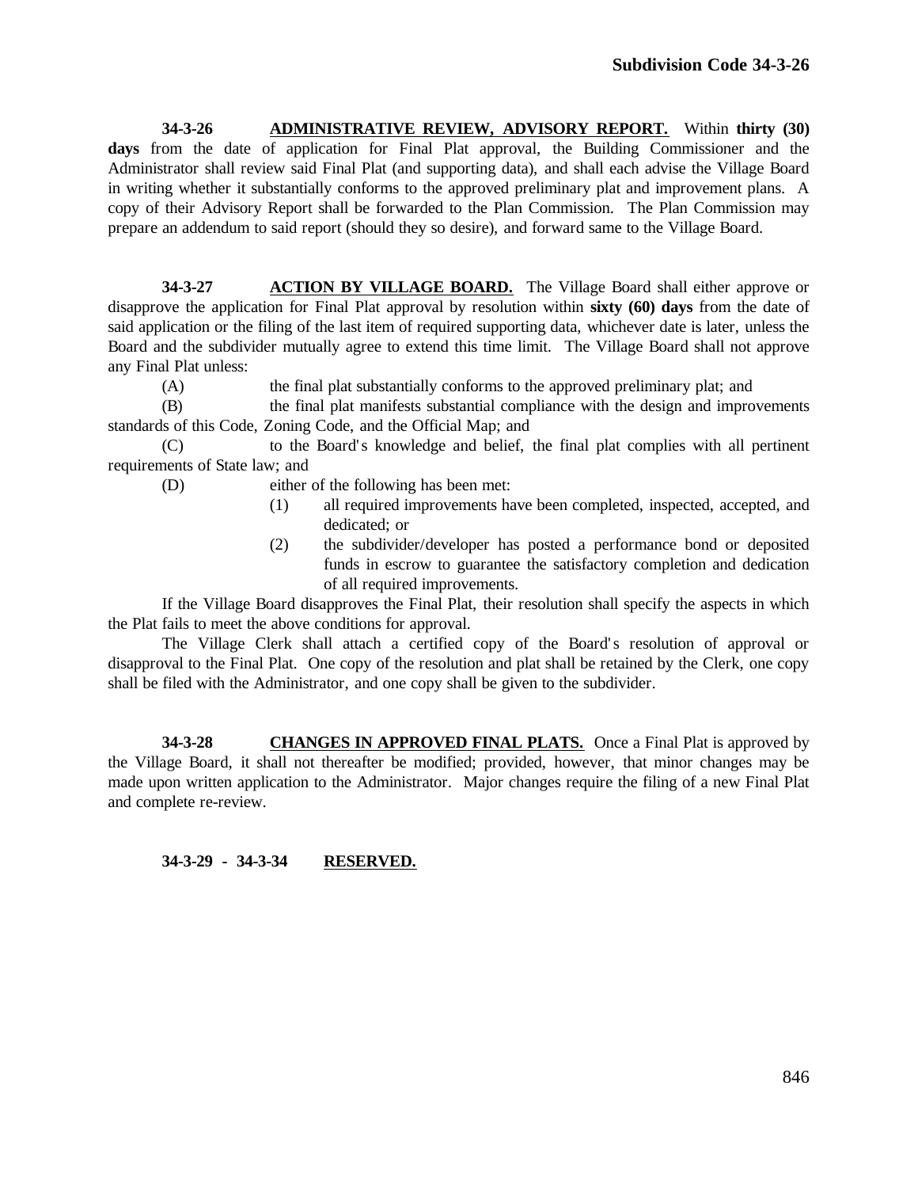**34-3-26 ADMINISTRATIVE REVIEW, ADVISORY REPORT.** Within **thirty (30) days** from the date of application for Final Plat approval, the Building Commissioner and the Administrator shall review said Final Plat (and supporting data), and shall each advise the Village Board in writing whether it substantially conforms to the approved preliminary plat and improvement plans. A copy of their Advisory Report shall be forwarded to the Plan Commission. The Plan Commission may prepare an addendum to said report (should they so desire), and forward same to the Village Board.

**34-3-27 ACTION BY VILLAGE BOARD.** The Village Board shall either approve or disapprove the application for Final Plat approval by resolution within **sixty (60) days** from the date of said application or the filing of the last item of required supporting data, whichever date is later, unless the Board and the subdivider mutually agree to extend this time limit. The Village Board shall not approve any Final Plat unless:

(A) the final plat substantially conforms to the approved preliminary plat; and

(B) the final plat manifests substantial compliance with the design and improvements standards of this Code, Zoning Code, and the Official Map; and

(C) to the Board's knowledge and belief, the final plat complies with all pertinent requirements of State law; and

(D) either of the following has been met:

(1) all required improvements have been completed, inspected, accepted, and dedicated; or

(2) the subdivider/developer has posted a performance bond or deposited funds in escrow to guarantee the satisfactory completion and dedication of all required improvements.

If the Village Board disapproves the Final Plat, their resolution shall specify the aspects in which the Plat fails to meet the above conditions for approval.

The Village Clerk shall attach a certified copy of the Board's resolution of approval or disapproval to the Final Plat. One copy of the resolution and plat shall be retained by the Clerk, one copy shall be filed with the Administrator, and one copy shall be given to the subdivider.

**34-3-28 CHANGES IN APPROVED FINAL PLATS.** Once a Final Plat is approved by the Village Board, it shall not thereafter be modified; provided, however, that minor changes may be made upon written application to the Administrator. Major changes require the filing of a new Final Plat and complete re-review.

**34-3-29 - 34-3-34 RESERVED.**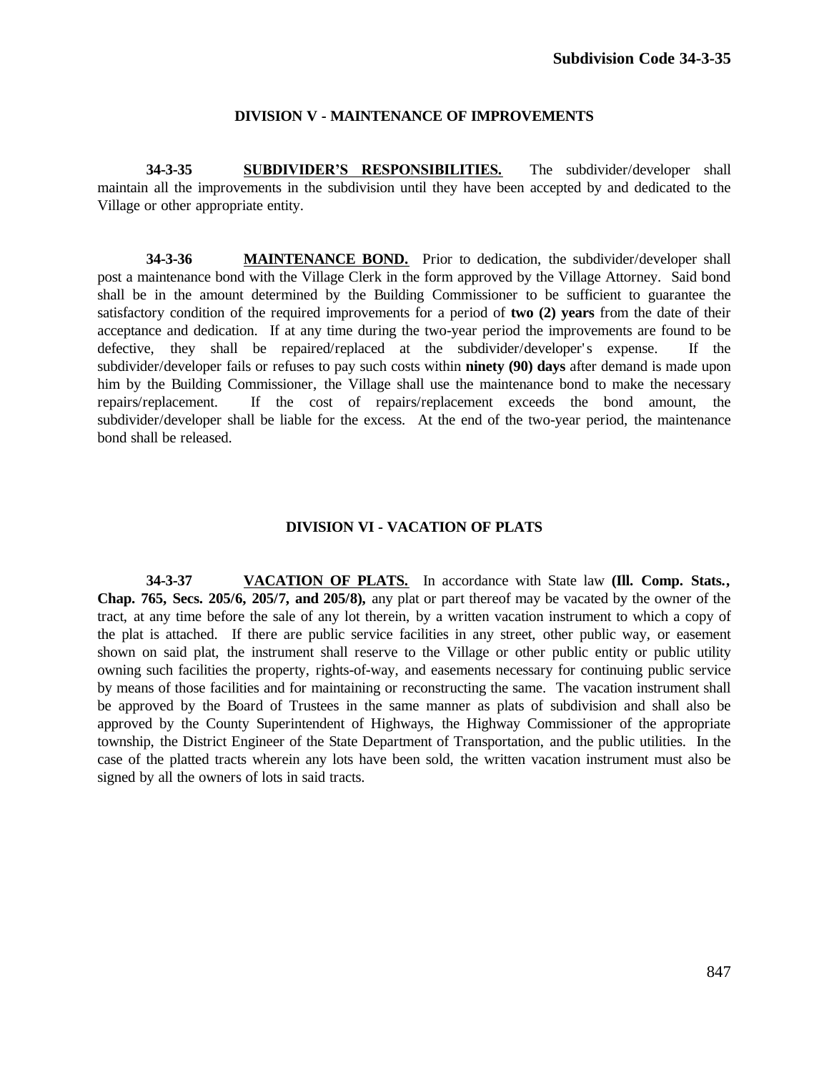## DIVISION V - MAINTENANCE OF IMPROVEMENTS

**34-3-35** **SUBDIVIDER'S RESPONSIBILITIES.** The subdivider/developer shall maintain all the improvements in the subdivision until they have been accepted by and dedicated to the Village or other appropriate entity.

**34-3-36** **MAINTENANCE BOND.** Prior to dedication, the subdivider/developer shall post a maintenance bond with the Village Clerk in the form approved by the Village Attorney. Said bond shall be in the amount determined by the Building Commissioner to be sufficient to guarantee the satisfactory condition of the required improvements for a period of **two (2) years** from the date of their acceptance and dedication. If at any time during the two-year period the improvements are found to be defective, they shall be repaired/replaced at the subdivider/developer's expense. If the subdivider/developer fails or refuses to pay such costs within **ninety (90) days** after demand is made upon him by the Building Commissioner, the Village shall use the maintenance bond to make the necessary repairs/replacement. If the cost of repairs/replacement exceeds the bond amount, the subdivider/developer shall be liable for the excess. At the end of the two-year period, the maintenance bond shall be released.

## DIVISION VI - VACATION OF PLATS

**34-3-37** **VACATION OF PLATS.** In accordance with State law **(Ill. Comp. Stats., Chap. 765, Secs. 205/6, 205/7, and 205/8),** any plat or part thereof may be vacated by the owner of the tract, at any time before the sale of any lot therein, by a written vacation instrument to which a copy of the plat is attached. If there are public service facilities in any street, other public way, or easement shown on said plat, the instrument shall reserve to the Village or other public entity or public utility owning such facilities the property, rights-of-way, and easements necessary for continuing public service by means of those facilities and for maintaining or reconstructing the same. The vacation instrument shall be approved by the Board of Trustees in the same manner as plats of subdivision and shall also be approved by the County Superintendent of Highways, the Highway Commissioner of the appropriate township, the District Engineer of the State Department of Transportation, and the public utilities. In the case of the platted tracts wherein any lots have been sold, the written vacation instrument must also be signed by all the owners of lots in said tracts.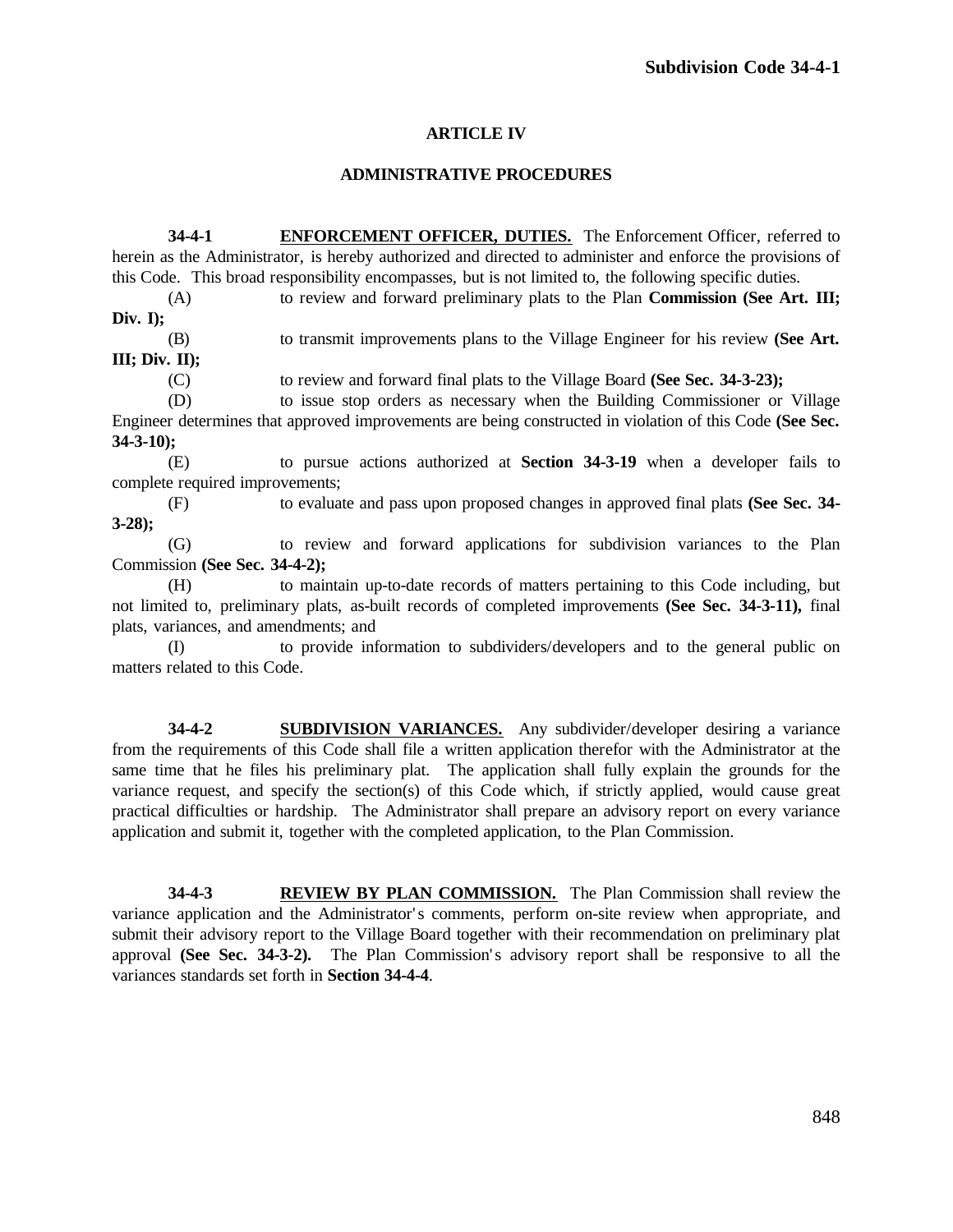# ARTICLE IV

## ADMINISTRATIVE PROCEDURES

**34-4-1 ENFORCEMENT OFFICER, DUTIES.** The Enforcement Officer, referred to herein as the Administrator, is hereby authorized and directed to administer and enforce the provisions of this Code. This broad responsibility encompasses, but is not limited to, the following specific duties.

(A) to review and forward preliminary plats to the Plan **Commission (See Art. III; Div. I);**

(B) to transmit improvements plans to the Village Engineer for his review **(See Art. III; Div. II);**

(C) to review and forward final plats to the Village Board **(See Sec. 34-3-23);**

(D) to issue stop orders as necessary when the Building Commissioner or Village Engineer determines that approved improvements are being constructed in violation of this Code **(See Sec. 34-3-10);**

(E) to pursue actions authorized at **Section 34-3-19** when a developer fails to complete required improvements;

(F) to evaluate and pass upon proposed changes in approved final plats **(See Sec. 34-3-28);**

(G) to review and forward applications for subdivision variances to the Plan Commission **(See Sec. 34-4-2);**

(H) to maintain up-to-date records of matters pertaining to this Code including, but not limited to, preliminary plats, as-built records of completed improvements **(See Sec. 34-3-11),** final plats, variances, and amendments; and

(I) to provide information to subdividers/developers and to the general public on matters related to this Code.

**34-4-2 SUBDIVISION VARIANCES.** Any subdivider/developer desiring a variance from the requirements of this Code shall file a written application therefor with the Administrator at the same time that he files his preliminary plat. The application shall fully explain the grounds for the variance request, and specify the section(s) of this Code which, if strictly applied, would cause great practical difficulties or hardship. The Administrator shall prepare an advisory report on every variance application and submit it, together with the completed application, to the Plan Commission.

**34-4-3 REVIEW BY PLAN COMMISSION.** The Plan Commission shall review the variance application and the Administrator's comments, perform on-site review when appropriate, and submit their advisory report to the Village Board together with their recommendation on preliminary plat approval **(See Sec. 34-3-2).** The Plan Commission's advisory report shall be responsive to all the variances standards set forth in **Section 34-4-4**.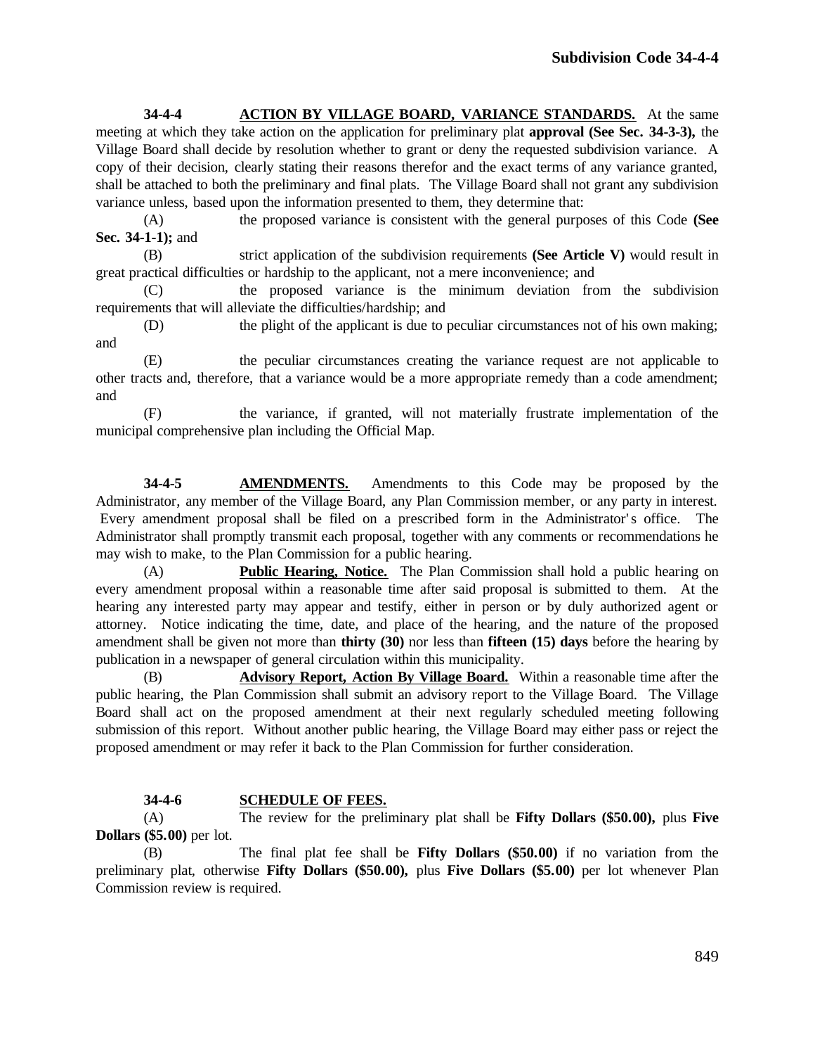**34-4-4 ACTION BY VILLAGE BOARD, VARIANCE STANDARDS.** At the same meeting at which they take action on the application for preliminary plat **approval (See Sec. 34-3-3),** the Village Board shall decide by resolution whether to grant or deny the requested subdivision variance. A copy of their decision, clearly stating their reasons therefor and the exact terms of any variance granted, shall be attached to both the preliminary and final plats. The Village Board shall not grant any subdivision variance unless, based upon the information presented to them, they determine that:

(A) the proposed variance is consistent with the general purposes of this Code **(See Sec. 34-1-1);** and

(B) strict application of the subdivision requirements **(See Article V)** would result in great practical difficulties or hardship to the applicant, not a mere inconvenience; and

(C) the proposed variance is the minimum deviation from the subdivision requirements that will alleviate the difficulties/hardship; and

(D) the plight of the applicant is due to peculiar circumstances not of his own making; and

(E) the peculiar circumstances creating the variance request are not applicable to other tracts and, therefore, that a variance would be a more appropriate remedy than a code amendment; and

(F) the variance, if granted, will not materially frustrate implementation of the municipal comprehensive plan including the Official Map.

**34-4-5 AMENDMENTS.** Amendments to this Code may be proposed by the Administrator, any member of the Village Board, any Plan Commission member, or any party in interest. Every amendment proposal shall be filed on a prescribed form in the Administrator's office. The Administrator shall promptly transmit each proposal, together with any comments or recommendations he may wish to make, to the Plan Commission for a public hearing.

(A) **Public Hearing, Notice.** The Plan Commission shall hold a public hearing on every amendment proposal within a reasonable time after said proposal is submitted to them. At the hearing any interested party may appear and testify, either in person or by duly authorized agent or attorney. Notice indicating the time, date, and place of the hearing, and the nature of the proposed amendment shall be given not more than **thirty (30)** nor less than **fifteen (15) days** before the hearing by publication in a newspaper of general circulation within this municipality.

(B) **Advisory Report, Action By Village Board.** Within a reasonable time after the public hearing, the Plan Commission shall submit an advisory report to the Village Board. The Village Board shall act on the proposed amendment at their next regularly scheduled meeting following submission of this report. Without another public hearing, the Village Board may either pass or reject the proposed amendment or may refer it back to the Plan Commission for further consideration.

**34-4-6 SCHEDULE OF FEES.**

(A) The review for the preliminary plat shall be **Fifty Dollars ($50.00),** plus **Five Dollars ($5.00)** per lot.

(B) The final plat fee shall be **Fifty Dollars ($50.00)** if no variation from the preliminary plat, otherwise **Fifty Dollars ($50.00),** plus **Five Dollars ($5.00)** per lot whenever Plan Commission review is required.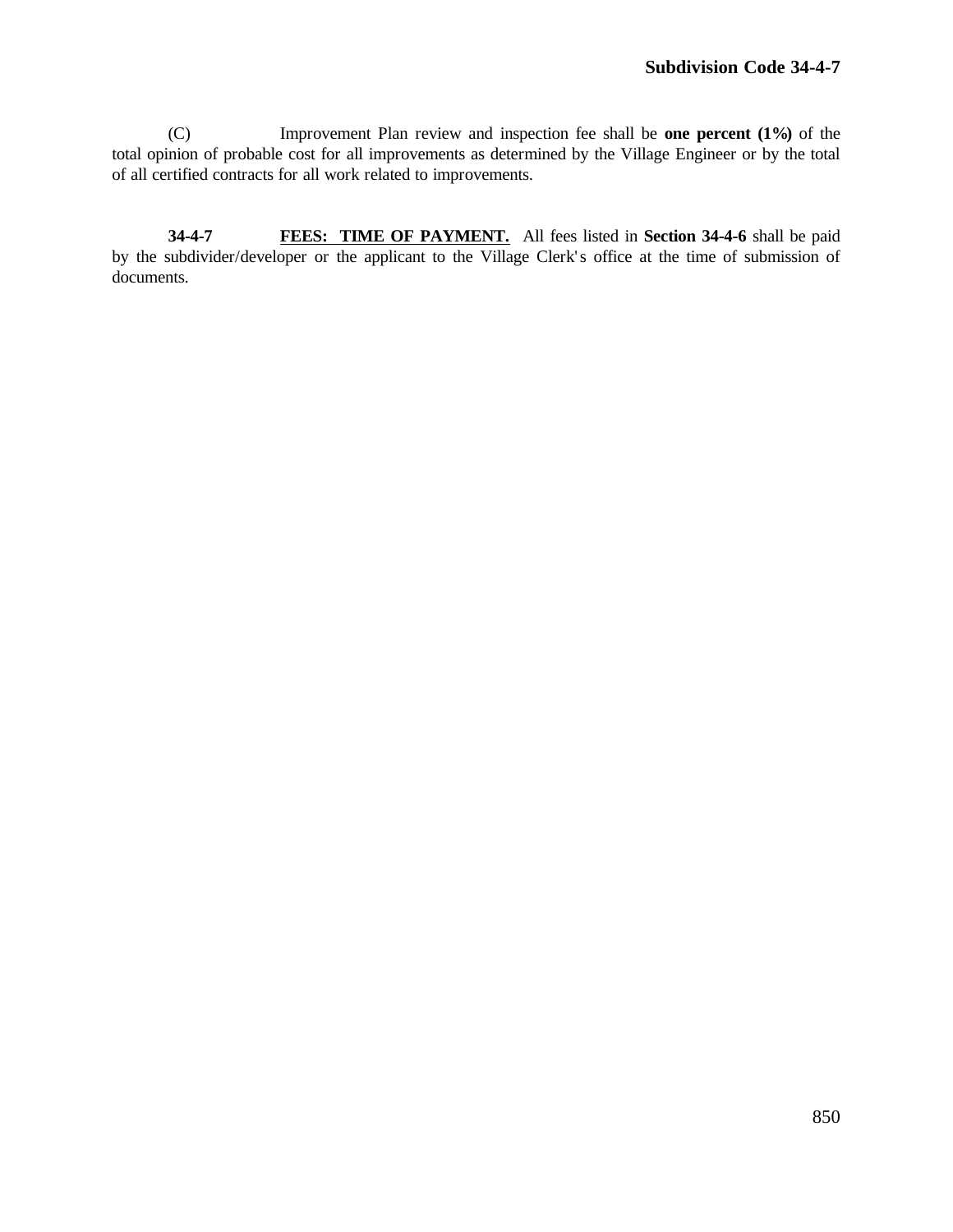(C) Improvement Plan review and inspection fee shall be **one percent (1%)** of the total opinion of probable cost for all improvements as determined by the Village Engineer or by the total of all certified contracts for all work related to improvements.

**34-4-7** **FEES: TIME OF PAYMENT.** All fees listed in **Section 34-4-6** shall be paid by the subdivider/developer or the applicant to the Village Clerk's office at the time of submission of documents.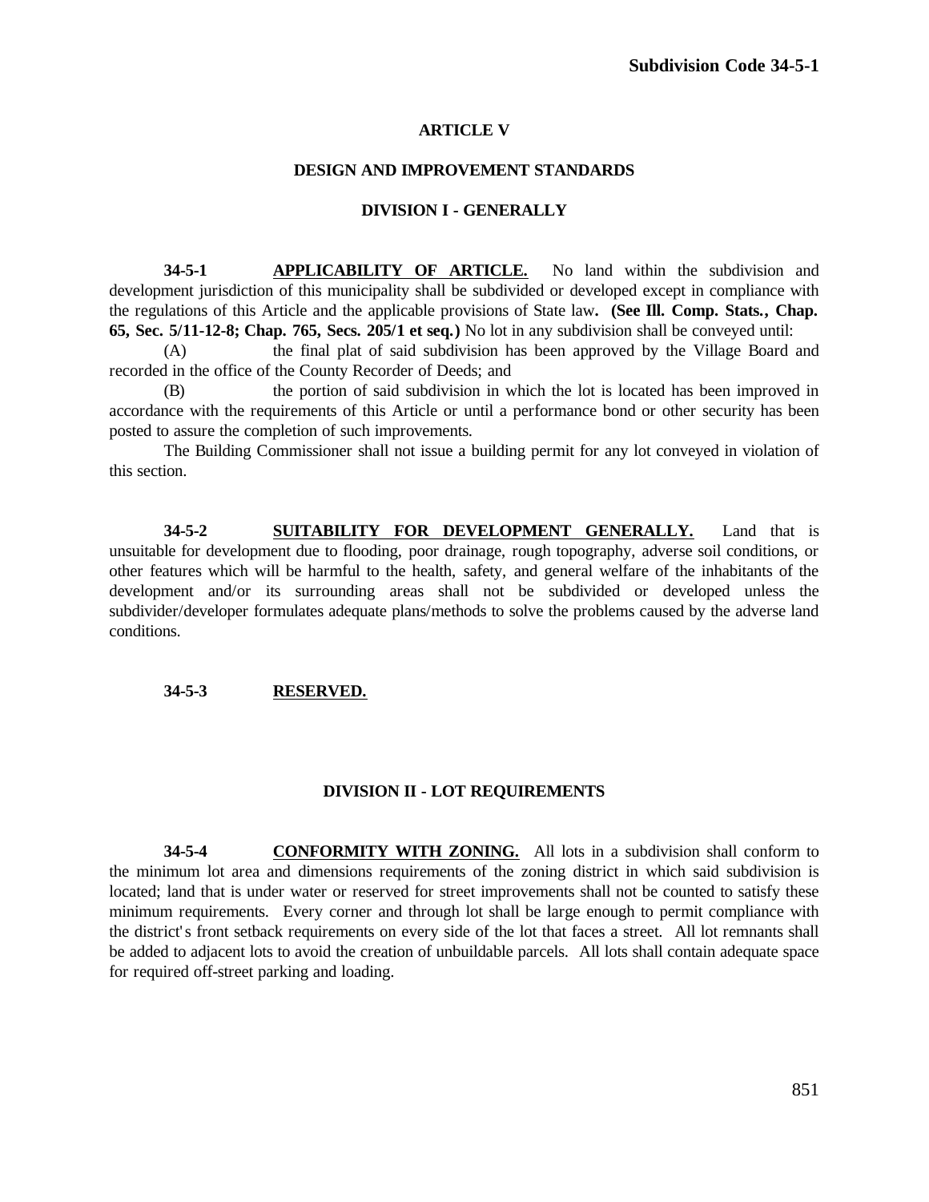# ARTICLE V

## DESIGN AND IMPROVEMENT STANDARDS

### DIVISION I - GENERALLY

**34-5-1** **APPLICABILITY OF ARTICLE.** No land within the subdivision and development jurisdiction of this municipality shall be subdivided or developed except in compliance with the regulations of this Article and the applicable provisions of State law**. (See Ill. Comp. Stats., Chap. 65, Sec. 5/11-12-8; Chap. 765, Secs. 205/1 et seq.)** No lot in any subdivision shall be conveyed until:

(A) the final plat of said subdivision has been approved by the Village Board and recorded in the office of the County Recorder of Deeds; and

(B) the portion of said subdivision in which the lot is located has been improved in accordance with the requirements of this Article or until a performance bond or other security has been posted to assure the completion of such improvements.

The Building Commissioner shall not issue a building permit for any lot conveyed in violation of this section.

**34-5-2** **SUITABILITY FOR DEVELOPMENT GENERALLY.** Land that is unsuitable for development due to flooding, poor drainage, rough topography, adverse soil conditions, or other features which will be harmful to the health, safety, and general welfare of the inhabitants of the development and/or its surrounding areas shall not be subdivided or developed unless the subdivider/developer formulates adequate plans/methods to solve the problems caused by the adverse land conditions.

**34-5-3** **RESERVED.**

### DIVISION II - LOT REQUIREMENTS

**34-5-4** **CONFORMITY WITH ZONING.** All lots in a subdivision shall conform to the minimum lot area and dimensions requirements of the zoning district in which said subdivision is located; land that is under water or reserved for street improvements shall not be counted to satisfy these minimum requirements. Every corner and through lot shall be large enough to permit compliance with the district's front setback requirements on every side of the lot that faces a street. All lot remnants shall be added to adjacent lots to avoid the creation of unbuildable parcels. All lots shall contain adequate space for required off-street parking and loading.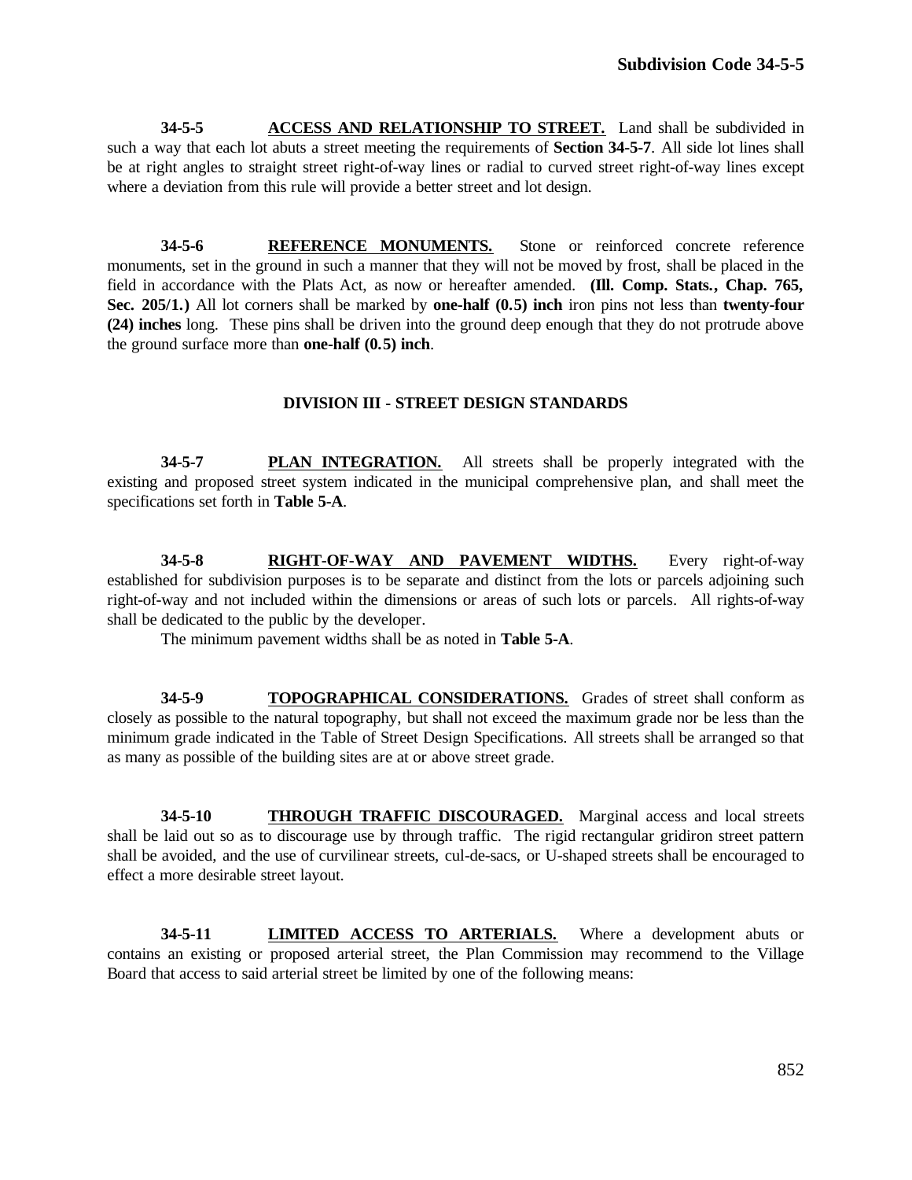**34-5-5** **ACCESS AND RELATIONSHIP TO STREET.** Land shall be subdivided in such a way that each lot abuts a street meeting the requirements of **Section 34-5-7**. All side lot lines shall be at right angles to straight street right-of-way lines or radial to curved street right-of-way lines except where a deviation from this rule will provide a better street and lot design.

**34-5-6** **REFERENCE MONUMENTS.** Stone or reinforced concrete reference monuments, set in the ground in such a manner that they will not be moved by frost, shall be placed in the field in accordance with the Plats Act, as now or hereafter amended. **(Ill. Comp. Stats., Chap. 765, Sec. 205/1.)** All lot corners shall be marked by **one-half (0.5) inch** iron pins not less than **twenty-four (24) inches** long. These pins shall be driven into the ground deep enough that they do not protrude above the ground surface more than **one-half (0.5) inch**.

## DIVISION III - STREET DESIGN STANDARDS

**34-5-7** **PLAN INTEGRATION.** All streets shall be properly integrated with the existing and proposed street system indicated in the municipal comprehensive plan, and shall meet the specifications set forth in **Table 5-A**.

**34-5-8** **RIGHT-OF-WAY AND PAVEMENT WIDTHS.** Every right-of-way established for subdivision purposes is to be separate and distinct from the lots or parcels adjoining such right-of-way and not included within the dimensions or areas of such lots or parcels. All rights-of-way shall be dedicated to the public by the developer.

The minimum pavement widths shall be as noted in **Table 5-A**.

**34-5-9** **TOPOGRAPHICAL CONSIDERATIONS.** Grades of street shall conform as closely as possible to the natural topography, but shall not exceed the maximum grade nor be less than the minimum grade indicated in the Table of Street Design Specifications. All streets shall be arranged so that as many as possible of the building sites are at or above street grade.

**34-5-10** **THROUGH TRAFFIC DISCOURAGED.** Marginal access and local streets shall be laid out so as to discourage use by through traffic. The rigid rectangular gridiron street pattern shall be avoided, and the use of curvilinear streets, cul-de-sacs, or U-shaped streets shall be encouraged to effect a more desirable street layout.

**34-5-11** **LIMITED ACCESS TO ARTERIALS.** Where a development abuts or contains an existing or proposed arterial street, the Plan Commission may recommend to the Village Board that access to said arterial street be limited by one of the following means: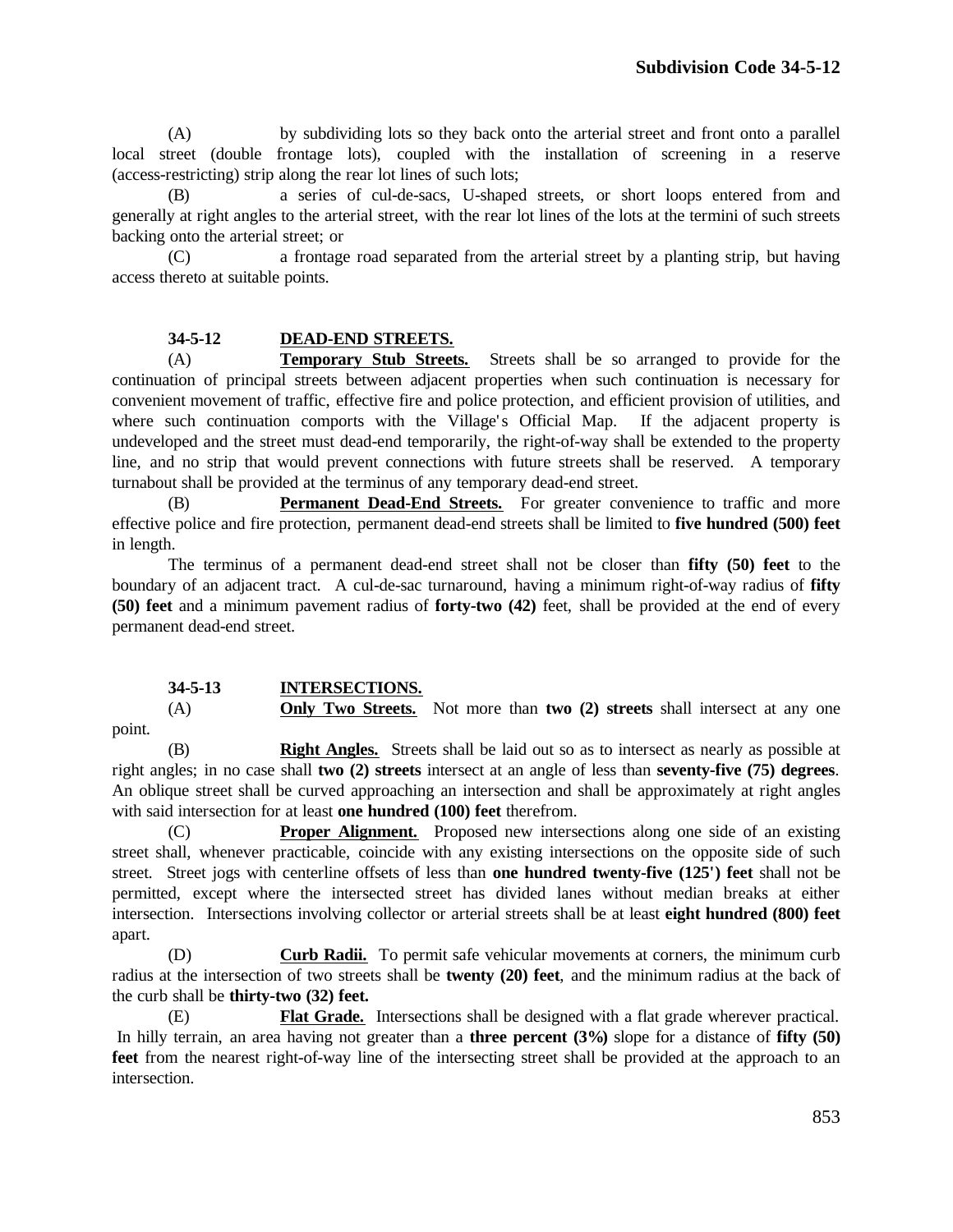(A) by subdividing lots so they back onto the arterial street and front onto a parallel local street (double frontage lots), coupled with the installation of screening in a reserve (access-restricting) strip along the rear lot lines of such lots;

(B) a series of cul-de-sacs, U-shaped streets, or short loops entered from and generally at right angles to the arterial street, with the rear lot lines of the lots at the termini of such streets backing onto the arterial street; or

(C) a frontage road separated from the arterial street by a planting strip, but having access thereto at suitable points.

## 34-5-12 DEAD-END STREETS.

(A) **Temporary Stub Streets.** Streets shall be so arranged to provide for the continuation of principal streets between adjacent properties when such continuation is necessary for convenient movement of traffic, effective fire and police protection, and efficient provision of utilities, and where such continuation comports with the Village's Official Map. If the adjacent property is undeveloped and the street must dead-end temporarily, the right-of-way shall be extended to the property line, and no strip that would prevent connections with future streets shall be reserved. A temporary turnabout shall be provided at the terminus of any temporary dead-end street.

(B) **Permanent Dead-End Streets.** For greater convenience to traffic and more effective police and fire protection, permanent dead-end streets shall be limited to **five hundred (500) feet** in length.

The terminus of a permanent dead-end street shall not be closer than **fifty (50) feet** to the boundary of an adjacent tract. A cul-de-sac turnaround, having a minimum right-of-way radius of **fifty (50) feet** and a minimum pavement radius of **forty-two (42)** feet, shall be provided at the end of every permanent dead-end street.

## 34-5-13 INTERSECTIONS.

(A) **Only Two Streets.** Not more than **two (2) streets** shall intersect at any one point.

(B) **Right Angles.** Streets shall be laid out so as to intersect as nearly as possible at right angles; in no case shall **two (2) streets** intersect at an angle of less than **seventy-five (75) degrees**. An oblique street shall be curved approaching an intersection and shall be approximately at right angles with said intersection for at least **one hundred (100) feet** therefrom.

(C) **Proper Alignment.** Proposed new intersections along one side of an existing street shall, whenever practicable, coincide with any existing intersections on the opposite side of such street. Street jogs with centerline offsets of less than **one hundred twenty-five (125') feet** shall not be permitted, except where the intersected street has divided lanes without median breaks at either intersection. Intersections involving collector or arterial streets shall be at least **eight hundred (800) feet** apart.

(D) **Curb Radii.** To permit safe vehicular movements at corners, the minimum curb radius at the intersection of two streets shall be **twenty (20) feet**, and the minimum radius at the back of the curb shall be **thirty-two (32) feet.**

(E) **Flat Grade.** Intersections shall be designed with a flat grade wherever practical. In hilly terrain, an area having not greater than a **three percent (3%)** slope for a distance of **fifty (50) feet** from the nearest right-of-way line of the intersecting street shall be provided at the approach to an intersection.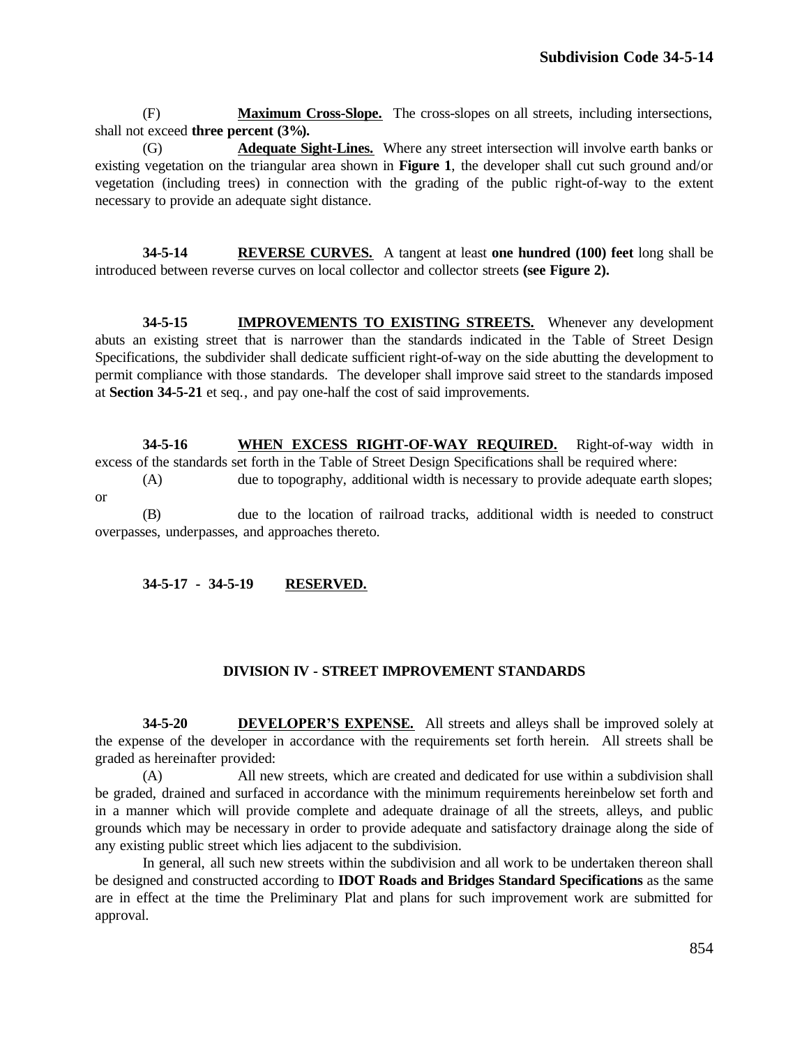(F) **Maximum Cross-Slope.** The cross-slopes on all streets, including intersections, shall not exceed **three percent (3%).**

(G) **Adequate Sight-Lines.** Where any street intersection will involve earth banks or existing vegetation on the triangular area shown in **Figure 1**, the developer shall cut such ground and/or vegetation (including trees) in connection with the grading of the public right-of-way to the extent necessary to provide an adequate sight distance.

**34-5-14 REVERSE CURVES.** A tangent at least **one hundred (100) feet** long shall be introduced between reverse curves on local collector and collector streets **(see Figure 2).**

**34-5-15 IMPROVEMENTS TO EXISTING STREETS.** Whenever any development abuts an existing street that is narrower than the standards indicated in the Table of Street Design Specifications, the subdivider shall dedicate sufficient right-of-way on the side abutting the development to permit compliance with those standards. The developer shall improve said street to the standards imposed at **Section 34-5-21** et seq., and pay one-half the cost of said improvements.

**34-5-16 WHEN EXCESS RIGHT-OF-WAY REQUIRED.** Right-of-way width in excess of the standards set forth in the Table of Street Design Specifications shall be required where:

(A) due to topography, additional width is necessary to provide adequate earth slopes; or

(B) due to the location of railroad tracks, additional width is needed to construct overpasses, underpasses, and approaches thereto.

**34-5-17 - 34-5-19 RESERVED.**

## DIVISION IV - STREET IMPROVEMENT STANDARDS

**34-5-20 DEVELOPER'S EXPENSE.** All streets and alleys shall be improved solely at the expense of the developer in accordance with the requirements set forth herein. All streets shall be graded as hereinafter provided:

(A) All new streets, which are created and dedicated for use within a subdivision shall be graded, drained and surfaced in accordance with the minimum requirements hereinbelow set forth and in a manner which will provide complete and adequate drainage of all the streets, alleys, and public grounds which may be necessary in order to provide adequate and satisfactory drainage along the side of any existing public street which lies adjacent to the subdivision.

In general, all such new streets within the subdivision and all work to be undertaken thereon shall be designed and constructed according to **IDOT Roads and Bridges Standard Specifications** as the same are in effect at the time the Preliminary Plat and plans for such improvement work are submitted for approval.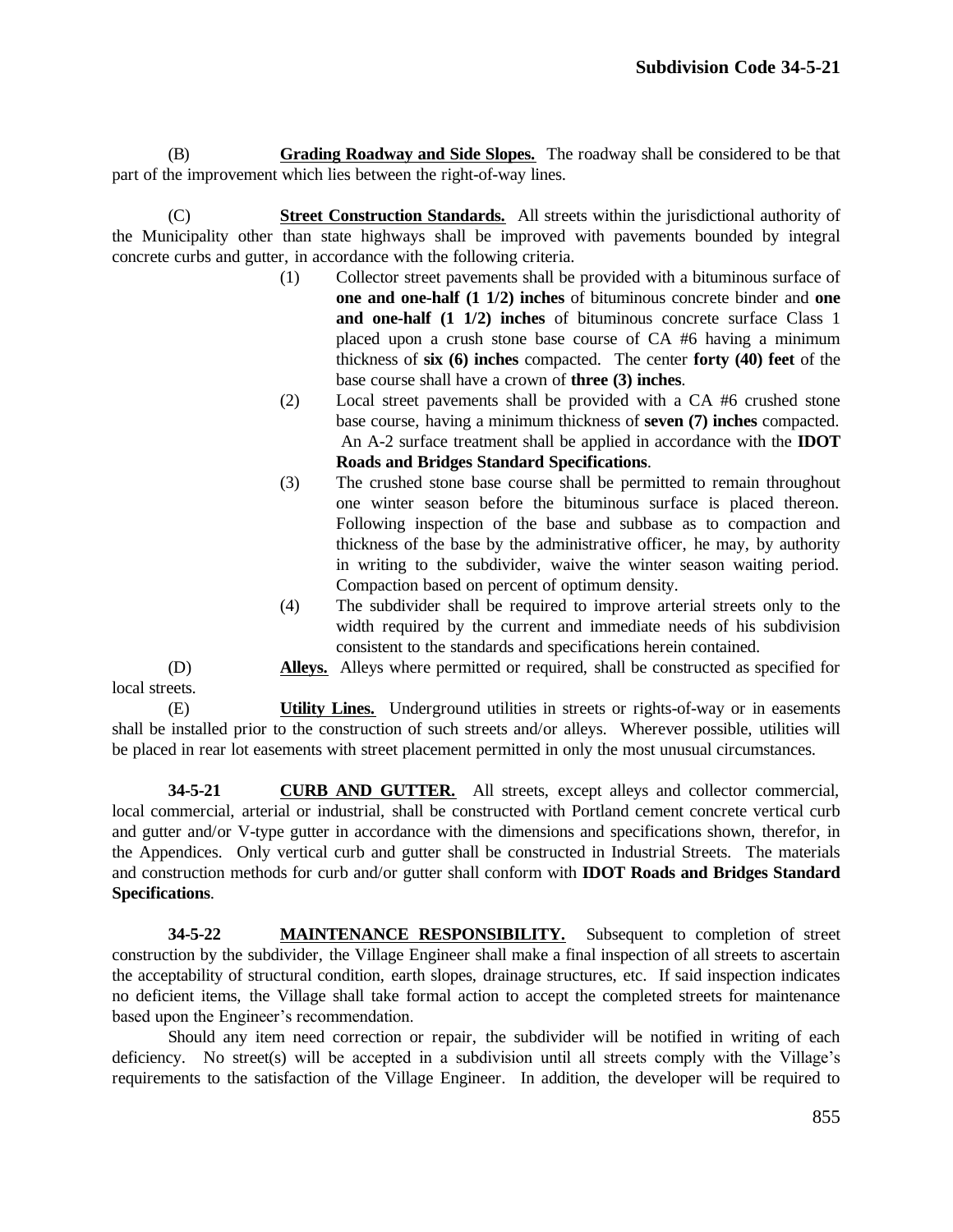(B) **Grading Roadway and Side Slopes.** The roadway shall be considered to be that part of the improvement which lies between the right-of-way lines.

(C) **Street Construction Standards.** All streets within the jurisdictional authority of the Municipality other than state highways shall be improved with pavements bounded by integral concrete curbs and gutter, in accordance with the following criteria.

(1) Collector street pavements shall be provided with a bituminous surface of **one and one-half (1 1/2) inches** of bituminous concrete binder and **one and one-half (1 1/2) inches** of bituminous concrete surface Class 1 placed upon a crush stone base course of CA #6 having a minimum thickness of **six (6) inches** compacted. The center **forty (40) feet** of the base course shall have a crown of **three (3) inches**.

(2) Local street pavements shall be provided with a CA #6 crushed stone base course, having a minimum thickness of **seven (7) inches** compacted. An A-2 surface treatment shall be applied in accordance with the **IDOT Roads and Bridges Standard Specifications**.

(3) The crushed stone base course shall be permitted to remain throughout one winter season before the bituminous surface is placed thereon. Following inspection of the base and subbase as to compaction and thickness of the base by the administrative officer, he may, by authority in writing to the subdivider, waive the winter season waiting period. Compaction based on percent of optimum density.

(4) The subdivider shall be required to improve arterial streets only to the width required by the current and immediate needs of his subdivision consistent to the standards and specifications herein contained.

(D) **Alleys.** Alleys where permitted or required, shall be constructed as specified for local streets.

(E) **Utility Lines.** Underground utilities in streets or rights-of-way or in easements shall be installed prior to the construction of such streets and/or alleys. Wherever possible, utilities will be placed in rear lot easements with street placement permitted in only the most unusual circumstances.

**34-5-21 CURB AND GUTTER.** All streets, except alleys and collector commercial, local commercial, arterial or industrial, shall be constructed with Portland cement concrete vertical curb and gutter and/or V-type gutter in accordance with the dimensions and specifications shown, therefor, in the Appendices. Only vertical curb and gutter shall be constructed in Industrial Streets. The materials and construction methods for curb and/or gutter shall conform with **IDOT Roads and Bridges Standard Specifications**.

**34-5-22 MAINTENANCE RESPONSIBILITY.** Subsequent to completion of street construction by the subdivider, the Village Engineer shall make a final inspection of all streets to ascertain the acceptability of structural condition, earth slopes, drainage structures, etc. If said inspection indicates no deficient items, the Village shall take formal action to accept the completed streets for maintenance based upon the Engineer's recommendation.

Should any item need correction or repair, the subdivider will be notified in writing of each deficiency. No street(s) will be accepted in a subdivision until all streets comply with the Village's requirements to the satisfaction of the Village Engineer. In addition, the developer will be required to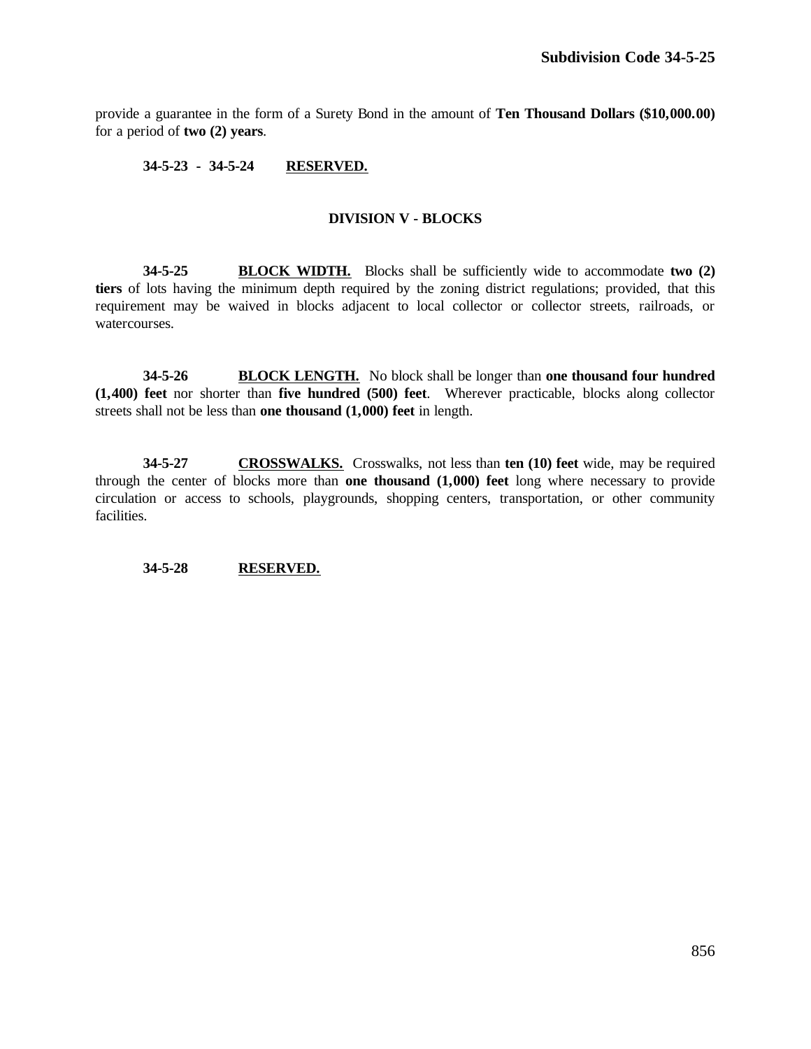provide a guarantee in the form of a Surety Bond in the amount of **Ten Thousand Dollars ($10,000.00)** for a period of **two (2) years**.

**34-5-23 - 34-5-24** **RESERVED.**

### DIVISION V - BLOCKS

**34-5-25** **BLOCK WIDTH.** Blocks shall be sufficiently wide to accommodate **two (2) tiers** of lots having the minimum depth required by the zoning district regulations; provided, that this requirement may be waived in blocks adjacent to local collector or collector streets, railroads, or watercourses.

**34-5-26** **BLOCK LENGTH.** No block shall be longer than **one thousand four hundred (1,400) feet** nor shorter than **five hundred (500) feet**. Wherever practicable, blocks along collector streets shall not be less than **one thousand (1,000) feet** in length.

**34-5-27** **CROSSWALKS.** Crosswalks, not less than **ten (10) feet** wide, may be required through the center of blocks more than **one thousand (1,000) feet** long where necessary to provide circulation or access to schools, playgrounds, shopping centers, transportation, or other community facilities.

**34-5-28** **RESERVED.**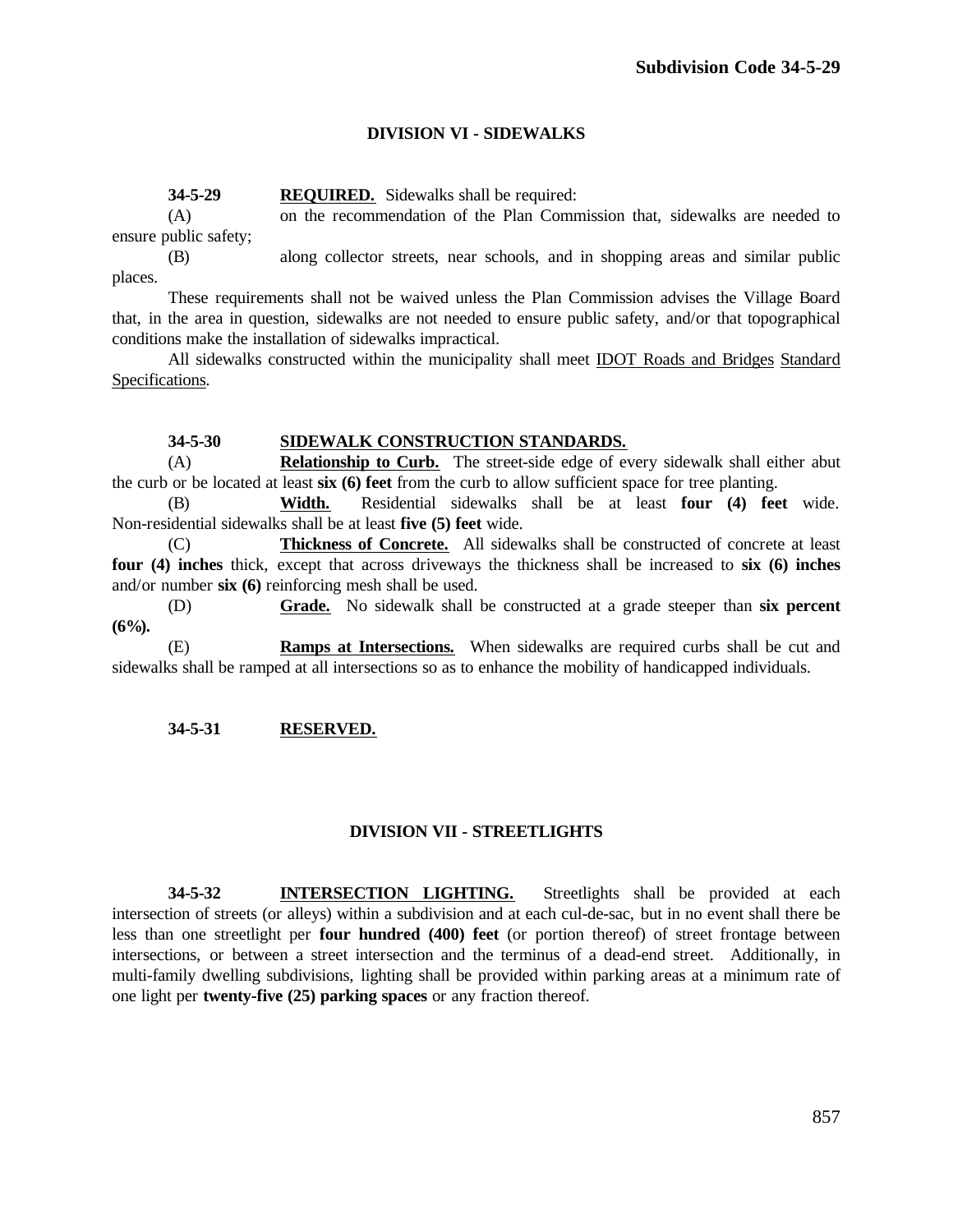## DIVISION VI - SIDEWALKS

**34-5-29** **REQUIRED.** Sidewalks shall be required:

(A) on the recommendation of the Plan Commission that, sidewalks are needed to ensure public safety;

(B) along collector streets, near schools, and in shopping areas and similar public places.

These requirements shall not be waived unless the Plan Commission advises the Village Board that, in the area in question, sidewalks are not needed to ensure public safety, and/or that topographical conditions make the installation of sidewalks impractical.

All sidewalks constructed within the municipality shall meet IDOT Roads and Bridges Standard Specifications.

**34-5-30** **SIDEWALK CONSTRUCTION STANDARDS.**

(A) **Relationship to Curb.** The street-side edge of every sidewalk shall either abut the curb or be located at least **six (6) feet** from the curb to allow sufficient space for tree planting.

(B) **Width.** Residential sidewalks shall be at least **four (4) feet** wide. Non-residential sidewalks shall be at least **five (5) feet** wide.

(C) **Thickness of Concrete.** All sidewalks shall be constructed of concrete at least **four (4) inches** thick, except that across driveways the thickness shall be increased to **six (6) inches** and/or number **six (6)** reinforcing mesh shall be used.

(D) **Grade.** No sidewalk shall be constructed at a grade steeper than **six percent (6%).**

(E) **Ramps at Intersections.** When sidewalks are required curbs shall be cut and sidewalks shall be ramped at all intersections so as to enhance the mobility of handicapped individuals.

**34-5-31** **RESERVED.**

## DIVISION VII - STREETLIGHTS

**34-5-32** **INTERSECTION LIGHTING.** Streetlights shall be provided at each intersection of streets (or alleys) within a subdivision and at each cul-de-sac, but in no event shall there be less than one streetlight per **four hundred (400) feet** (or portion thereof) of street frontage between intersections, or between a street intersection and the terminus of a dead-end street. Additionally, in multi-family dwelling subdivisions, lighting shall be provided within parking areas at a minimum rate of one light per **twenty-five (25) parking spaces** or any fraction thereof.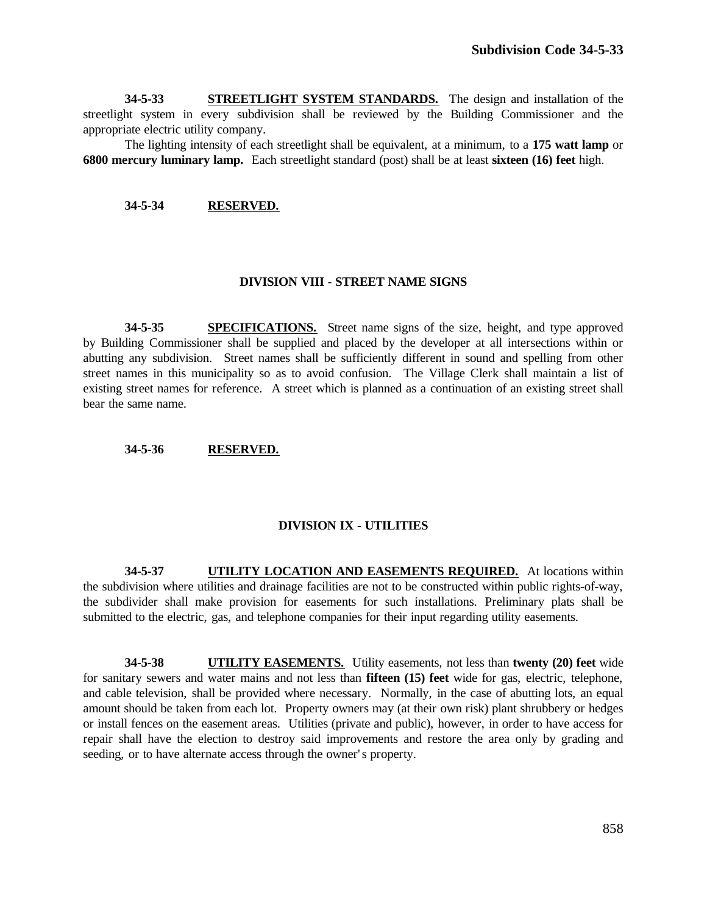**34-5-33 STREETLIGHT SYSTEM STANDARDS.** The design and installation of the streetlight system in every subdivision shall be reviewed by the Building Commissioner and the appropriate electric utility company.

The lighting intensity of each streetlight shall be equivalent, at a minimum, to a **175 watt lamp** or **6800 mercury luminary lamp.** Each streetlight standard (post) shall be at least **sixteen (16) feet** high.

**34-5-34 RESERVED.**

## DIVISION VIII - STREET NAME SIGNS

**34-5-35 SPECIFICATIONS.** Street name signs of the size, height, and type approved by Building Commissioner shall be supplied and placed by the developer at all intersections within or abutting any subdivision. Street names shall be sufficiently different in sound and spelling from other street names in this municipality so as to avoid confusion. The Village Clerk shall maintain a list of existing street names for reference. A street which is planned as a continuation of an existing street shall bear the same name.

**34-5-36 RESERVED.**

## DIVISION IX - UTILITIES

**34-5-37 UTILITY LOCATION AND EASEMENTS REQUIRED.** At locations within the subdivision where utilities and drainage facilities are not to be constructed within public rights-of-way, the subdivider shall make provision for easements for such installations. Preliminary plats shall be submitted to the electric, gas, and telephone companies for their input regarding utility easements.

**34-5-38 UTILITY EASEMENTS.** Utility easements, not less than **twenty (20) feet** wide for sanitary sewers and water mains and not less than **fifteen (15) feet** wide for gas, electric, telephone, and cable television, shall be provided where necessary. Normally, in the case of abutting lots, an equal amount should be taken from each lot. Property owners may (at their own risk) plant shrubbery or hedges or install fences on the easement areas. Utilities (private and public), however, in order to have access for repair shall have the election to destroy said improvements and restore the area only by grading and seeding, or to have alternate access through the owner's property.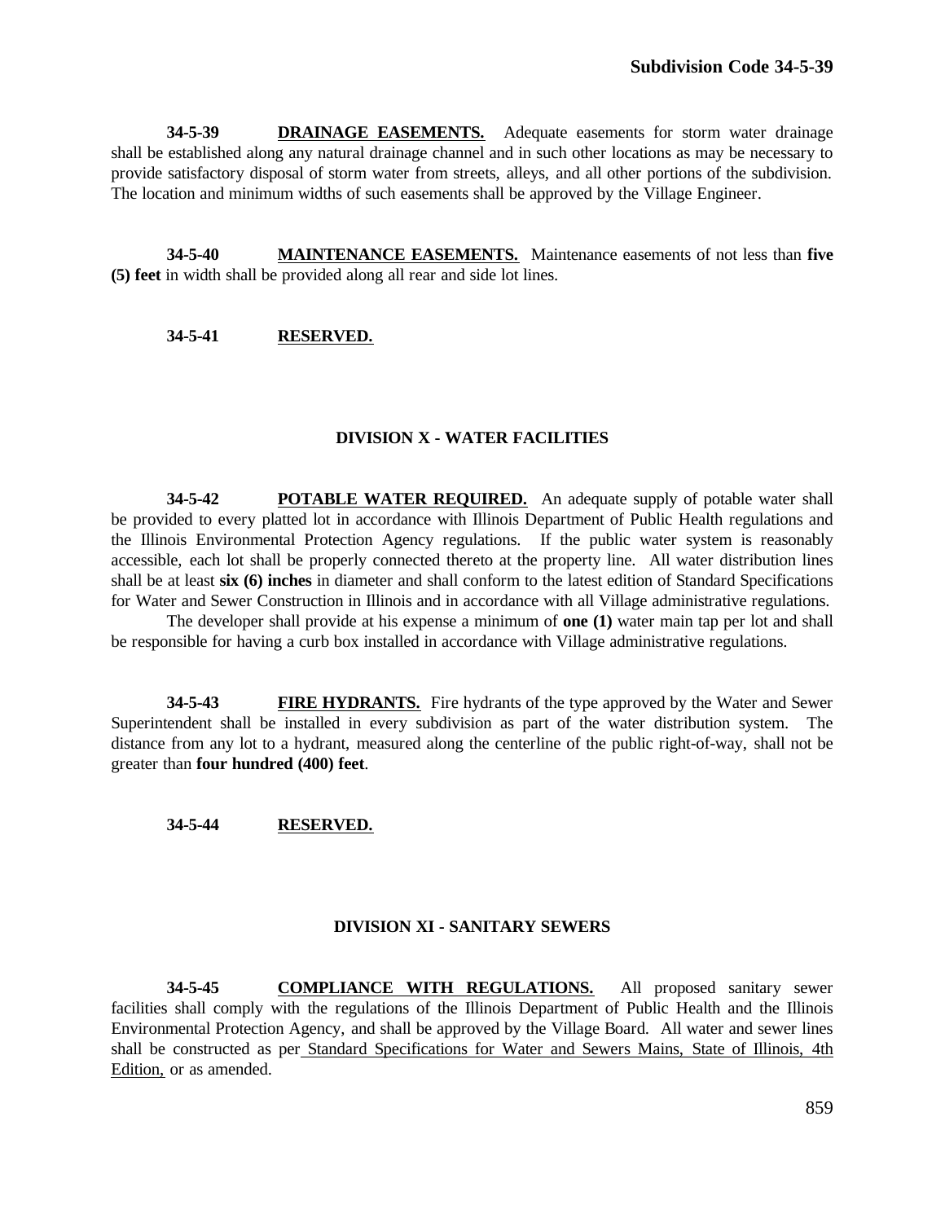**34-5-39** **DRAINAGE EASEMENTS.** Adequate easements for storm water drainage shall be established along any natural drainage channel and in such other locations as may be necessary to provide satisfactory disposal of storm water from streets, alleys, and all other portions of the subdivision. The location and minimum widths of such easements shall be approved by the Village Engineer.

**34-5-40** **MAINTENANCE EASEMENTS.** Maintenance easements of not less than **five (5) feet** in width shall be provided along all rear and side lot lines.

**34-5-41** **RESERVED.**

## DIVISION X - WATER FACILITIES

**34-5-42** **POTABLE WATER REQUIRED.** An adequate supply of potable water shall be provided to every platted lot in accordance with Illinois Department of Public Health regulations and the Illinois Environmental Protection Agency regulations. If the public water system is reasonably accessible, each lot shall be properly connected thereto at the property line. All water distribution lines shall be at least **six (6) inches** in diameter and shall conform to the latest edition of Standard Specifications for Water and Sewer Construction in Illinois and in accordance with all Village administrative regulations.

The developer shall provide at his expense a minimum of **one (1)** water main tap per lot and shall be responsible for having a curb box installed in accordance with Village administrative regulations.

**34-5-43** **FIRE HYDRANTS.** Fire hydrants of the type approved by the Water and Sewer Superintendent shall be installed in every subdivision as part of the water distribution system. The distance from any lot to a hydrant, measured along the centerline of the public right-of-way, shall not be greater than **four hundred (400) feet**.

**34-5-44** **RESERVED.**

## DIVISION XI - SANITARY SEWERS

**34-5-45** **COMPLIANCE WITH REGULATIONS.** All proposed sanitary sewer facilities shall comply with the regulations of the Illinois Department of Public Health and the Illinois Environmental Protection Agency, and shall be approved by the Village Board. All water and sewer lines shall be constructed as per Standard Specifications for Water and Sewers Mains, State of Illinois, 4th Edition, or as amended.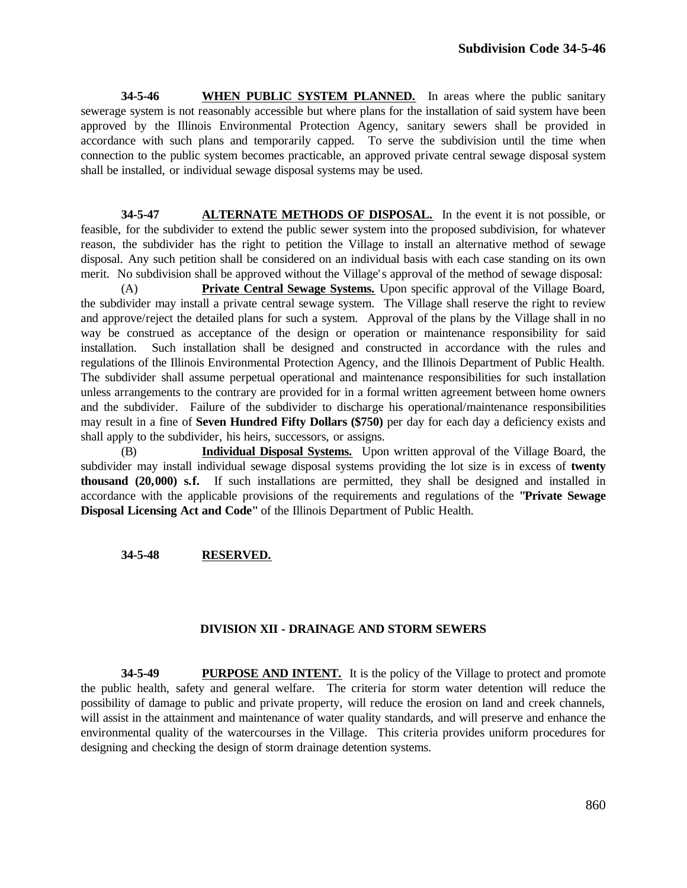**34-5-46** **WHEN PUBLIC SYSTEM PLANNED.** In areas where the public sanitary sewerage system is not reasonably accessible but where plans for the installation of said system have been approved by the Illinois Environmental Protection Agency, sanitary sewers shall be provided in accordance with such plans and temporarily capped. To serve the subdivision until the time when connection to the public system becomes practicable, an approved private central sewage disposal system shall be installed, or individual sewage disposal systems may be used.

**34-5-47** **ALTERNATE METHODS OF DISPOSAL.** In the event it is not possible, or feasible, for the subdivider to extend the public sewer system into the proposed subdivision, for whatever reason, the subdivider has the right to petition the Village to install an alternative method of sewage disposal. Any such petition shall be considered on an individual basis with each case standing on its own merit. No subdivision shall be approved without the Village's approval of the method of sewage disposal:

(A) **Private Central Sewage Systems.** Upon specific approval of the Village Board, the subdivider may install a private central sewage system. The Village shall reserve the right to review and approve/reject the detailed plans for such a system. Approval of the plans by the Village shall in no way be construed as acceptance of the design or operation or maintenance responsibility for said installation. Such installation shall be designed and constructed in accordance with the rules and regulations of the Illinois Environmental Protection Agency, and the Illinois Department of Public Health. The subdivider shall assume perpetual operational and maintenance responsibilities for such installation unless arrangements to the contrary are provided for in a formal written agreement between home owners and the subdivider. Failure of the subdivider to discharge his operational/maintenance responsibilities may result in a fine of **Seven Hundred Fifty Dollars ($750)** per day for each day a deficiency exists and shall apply to the subdivider, his heirs, successors, or assigns.

(B) **Individual Disposal Systems.** Upon written approval of the Village Board, the subdivider may install individual sewage disposal systems providing the lot size is in excess of **twenty thousand (20,000) s.f.** If such installations are permitted, they shall be designed and installed in accordance with the applicable provisions of the requirements and regulations of the **"Private Sewage Disposal Licensing Act and Code"** of the Illinois Department of Public Health.

**34-5-48** **RESERVED.**

## DIVISION XII - DRAINAGE AND STORM SEWERS

**34-5-49** **PURPOSE AND INTENT.** It is the policy of the Village to protect and promote the public health, safety and general welfare. The criteria for storm water detention will reduce the possibility of damage to public and private property, will reduce the erosion on land and creek channels, will assist in the attainment and maintenance of water quality standards, and will preserve and enhance the environmental quality of the watercourses in the Village. This criteria provides uniform procedures for designing and checking the design of storm drainage detention systems.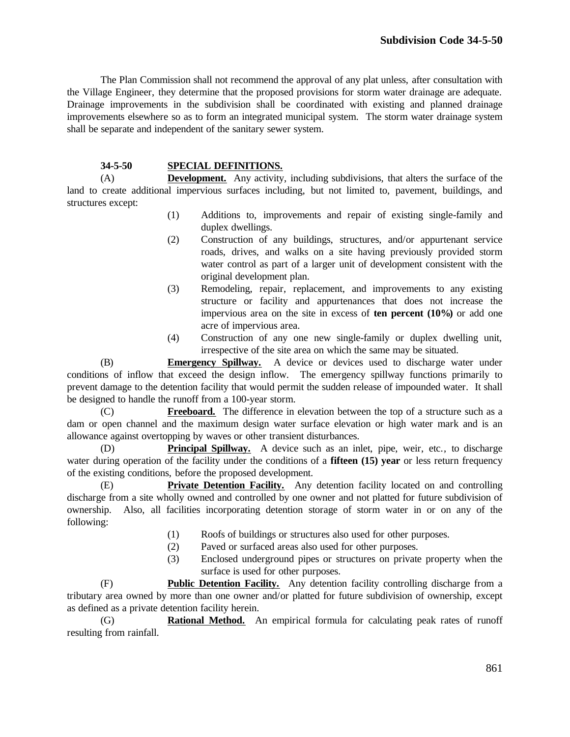The Plan Commission shall not recommend the approval of any plat unless, after consultation with the Village Engineer, they determine that the proposed provisions for storm water drainage are adequate. Drainage improvements in the subdivision shall be coordinated with existing and planned drainage improvements elsewhere so as to form an integrated municipal system. The storm water drainage system shall be separate and independent of the sanitary sewer system.

### 34-5-50 SPECIAL DEFINITIONS.

(A) **Development.** Any activity, including subdivisions, that alters the surface of the land to create additional impervious surfaces including, but not limited to, pavement, buildings, and structures except:

(1) Additions to, improvements and repair of existing single-family and duplex dwellings.

(2) Construction of any buildings, structures, and/or appurtenant service roads, drives, and walks on a site having previously provided storm water control as part of a larger unit of development consistent with the original development plan.

(3) Remodeling, repair, replacement, and improvements to any existing structure or facility and appurtenances that does not increase the impervious area on the site in excess of **ten percent (10%)** or add one acre of impervious area.

(4) Construction of any one new single-family or duplex dwelling unit, irrespective of the site area on which the same may be situated.

(B) **Emergency Spillway.** A device or devices used to discharge water under conditions of inflow that exceed the design inflow. The emergency spillway functions primarily to prevent damage to the detention facility that would permit the sudden release of impounded water. It shall be designed to handle the runoff from a 100-year storm.

(C) **Freeboard.** The difference in elevation between the top of a structure such as a dam or open channel and the maximum design water surface elevation or high water mark and is an allowance against overtopping by waves or other transient disturbances.

(D) **Principal Spillway.** A device such as an inlet, pipe, weir, etc., to discharge water during operation of the facility under the conditions of a **fifteen (15) year** or less return frequency of the existing conditions, before the proposed development.

(E) **Private Detention Facility.** Any detention facility located on and controlling discharge from a site wholly owned and controlled by one owner and not platted for future subdivision of ownership. Also, all facilities incorporating detention storage of storm water in or on any of the following:

(1) Roofs of buildings or structures also used for other purposes.

(2) Paved or surfaced areas also used for other purposes.

(3) Enclosed underground pipes or structures on private property when the surface is used for other purposes.

(F) **Public Detention Facility.** Any detention facility controlling discharge from a tributary area owned by more than one owner and/or platted for future subdivision of ownership, except as defined as a private detention facility herein.

(G) **Rational Method.** An empirical formula for calculating peak rates of runoff resulting from rainfall.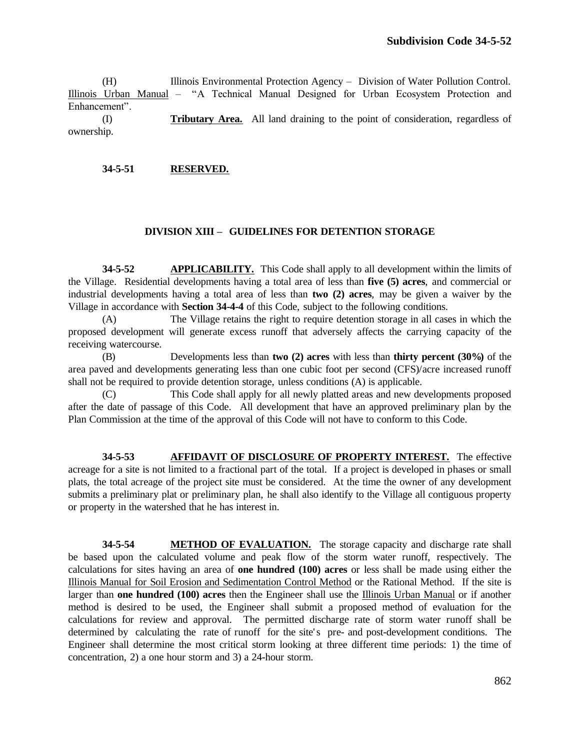(H) Illinois Environmental Protection Agency – Division of Water Pollution Control. Illinois Urban Manual – "A Technical Manual Designed for Urban Ecosystem Protection and Enhancement".

(I) **Tributary Area.** All land draining to the point of consideration, regardless of ownership.

**34-5-51 RESERVED.**

## DIVISION XIII – GUIDELINES FOR DETENTION STORAGE

**34-5-52 APPLICABILITY.** This Code shall apply to all development within the limits of the Village. Residential developments having a total area of less than **five (5) acres**, and commercial or industrial developments having a total area of less than **two (2) acres**, may be given a waiver by the Village in accordance with **Section 34-4-4** of this Code, subject to the following conditions.

(A) The Village retains the right to require detention storage in all cases in which the proposed development will generate excess runoff that adversely affects the carrying capacity of the receiving watercourse.

(B) Developments less than **two (2) acres** with less than **thirty percent (30%)** of the area paved and developments generating less than one cubic foot per second (CFS)/acre increased runoff shall not be required to provide detention storage, unless conditions (A) is applicable.

(C) This Code shall apply for all newly platted areas and new developments proposed after the date of passage of this Code. All development that have an approved preliminary plan by the Plan Commission at the time of the approval of this Code will not have to conform to this Code.

**34-5-53 AFFIDAVIT OF DISCLOSURE OF PROPERTY INTEREST.** The effective acreage for a site is not limited to a fractional part of the total. If a project is developed in phases or small plats, the total acreage of the project site must be considered. At the time the owner of any development submits a preliminary plat or preliminary plan, he shall also identify to the Village all contiguous property or property in the watershed that he has interest in.

**34-5-54 METHOD OF EVALUATION.** The storage capacity and discharge rate shall be based upon the calculated volume and peak flow of the storm water runoff, respectively. The calculations for sites having an area of **one hundred (100) acres** or less shall be made using either the Illinois Manual for Soil Erosion and Sedimentation Control Method or the Rational Method. If the site is larger than **one hundred (100) acres** then the Engineer shall use the Illinois Urban Manual or if another method is desired to be used, the Engineer shall submit a proposed method of evaluation for the calculations for review and approval. The permitted discharge rate of storm water runoff shall be determined by calculating the rate of runoff for the site's pre- and post-development conditions. The Engineer shall determine the most critical storm looking at three different time periods: 1) the time of concentration, 2) a one hour storm and 3) a 24-hour storm.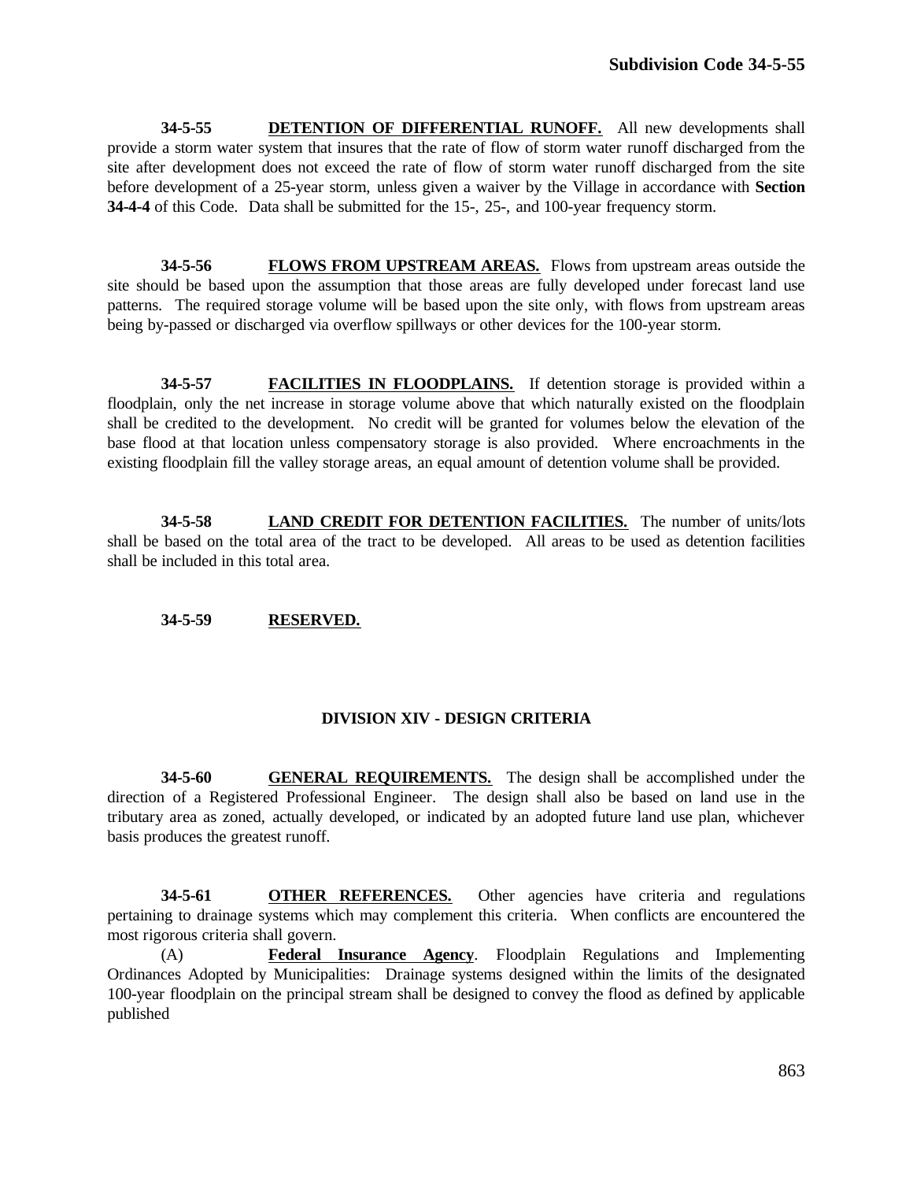**34-5-55** **<u>DETENTION OF DIFFERENTIAL RUNOFF.</u>** All new developments shall provide a storm water system that insures that the rate of flow of storm water runoff discharged from the site after development does not exceed the rate of flow of storm water runoff discharged from the site before development of a 25-year storm, unless given a waiver by the Village in accordance with **Section 34-4-4** of this Code. Data shall be submitted for the 15-, 25-, and 100-year frequency storm.

**34-5-56** **<u>FLOWS FROM UPSTREAM AREAS.</u>** Flows from upstream areas outside the site should be based upon the assumption that those areas are fully developed under forecast land use patterns. The required storage volume will be based upon the site only, with flows from upstream areas being by-passed or discharged via overflow spillways or other devices for the 100-year storm.

**34-5-57** **<u>FACILITIES IN FLOODPLAINS.</u>** If detention storage is provided within a floodplain, only the net increase in storage volume above that which naturally existed on the floodplain shall be credited to the development. No credit will be granted for volumes below the elevation of the base flood at that location unless compensatory storage is also provided. Where encroachments in the existing floodplain fill the valley storage areas, an equal amount of detention volume shall be provided.

**34-5-58** **<u>LAND CREDIT FOR DETENTION FACILITIES.</u>** The number of units/lots shall be based on the total area of the tract to be developed. All areas to be used as detention facilities shall be included in this total area.

**34-5-59** **<u>RESERVED.</u>**

## DIVISION XIV - DESIGN CRITERIA

**34-5-60** **<u>GENERAL REQUIREMENTS.</u>** The design shall be accomplished under the direction of a Registered Professional Engineer. The design shall also be based on land use in the tributary area as zoned, actually developed, or indicated by an adopted future land use plan, whichever basis produces the greatest runoff.

**34-5-61** **<u>OTHER REFERENCES.</u>** Other agencies have criteria and regulations pertaining to drainage systems which may complement this criteria. When conflicts are encountered the most rigorous criteria shall govern.

(A) **<u>Federal Insurance Agency</u>**. Floodplain Regulations and Implementing Ordinances Adopted by Municipalities: Drainage systems designed within the limits of the designated 100-year floodplain on the principal stream shall be designed to convey the flood as defined by applicable published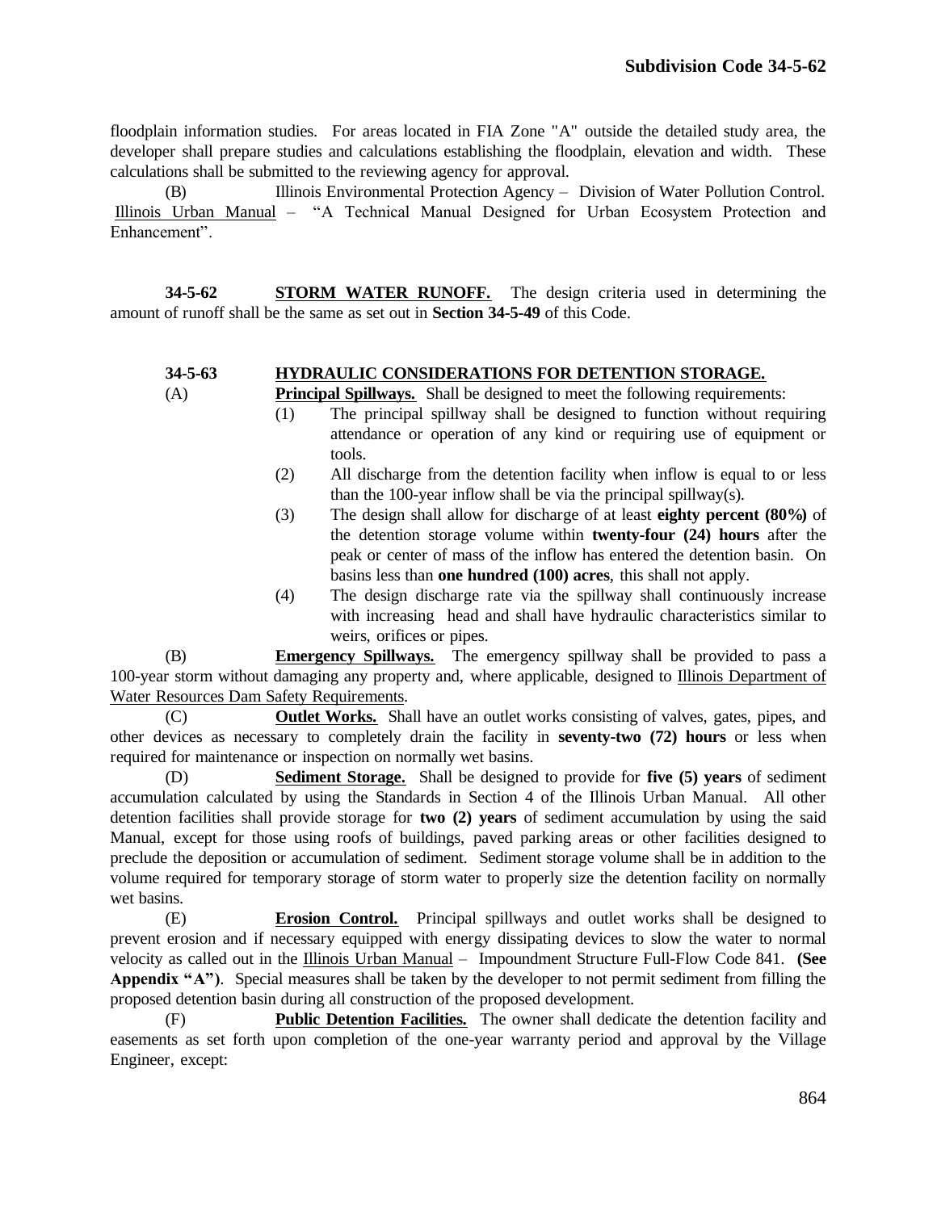floodplain information studies. For areas located in FIA Zone "A" outside the detailed study area, the developer shall prepare studies and calculations establishing the floodplain, elevation and width. These calculations shall be submitted to the reviewing agency for approval.

(B) Illinois Environmental Protection Agency – Division of Water Pollution Control. Illinois Urban Manual – "A Technical Manual Designed for Urban Ecosystem Protection and Enhancement".

**34-5-62** **STORM WATER RUNOFF.** The design criteria used in determining the amount of runoff shall be the same as set out in **Section 34-5-49** of this Code.

**34-5-63** **HYDRAULIC CONSIDERATIONS FOR DETENTION STORAGE.**

(A) **Principal Spillways.** Shall be designed to meet the following requirements:

(1) The principal spillway shall be designed to function without requiring attendance or operation of any kind or requiring use of equipment or tools.

(2) All discharge from the detention facility when inflow is equal to or less than the 100-year inflow shall be via the principal spillway(s).

(3) The design shall allow for discharge of at least **eighty percent (80%)** of the detention storage volume within **twenty-four (24) hours** after the peak or center of mass of the inflow has entered the detention basin. On basins less than **one hundred (100) acres**, this shall not apply.

(4) The design discharge rate via the spillway shall continuously increase with increasing head and shall have hydraulic characteristics similar to weirs, orifices or pipes.

(B) **Emergency Spillways.** The emergency spillway shall be provided to pass a 100-year storm without damaging any property and, where applicable, designed to Illinois Department of Water Resources Dam Safety Requirements.

(C) **Outlet Works.** Shall have an outlet works consisting of valves, gates, pipes, and other devices as necessary to completely drain the facility in **seventy-two (72) hours** or less when required for maintenance or inspection on normally wet basins.

(D) **Sediment Storage.** Shall be designed to provide for **five (5) years** of sediment accumulation calculated by using the Standards in Section 4 of the Illinois Urban Manual. All other detention facilities shall provide storage for **two (2) years** of sediment accumulation by using the said Manual, except for those using roofs of buildings, paved parking areas or other facilities designed to preclude the deposition or accumulation of sediment. Sediment storage volume shall be in addition to the volume required for temporary storage of storm water to properly size the detention facility on normally wet basins.

(E) **Erosion Control.** Principal spillways and outlet works shall be designed to prevent erosion and if necessary equipped with energy dissipating devices to slow the water to normal velocity as called out in the Illinois Urban Manual – Impoundment Structure Full-Flow Code 841. **(See Appendix "A")**. Special measures shall be taken by the developer to not permit sediment from filling the proposed detention basin during all construction of the proposed development.

(F) **Public Detention Facilities.** The owner shall dedicate the detention facility and easements as set forth upon completion of the one-year warranty period and approval by the Village Engineer, except: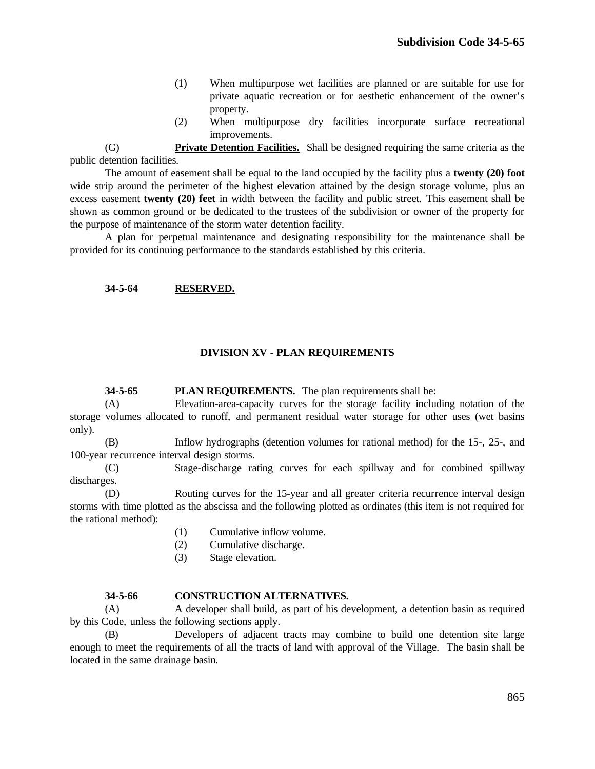(1) When multipurpose wet facilities are planned or are suitable for use for private aquatic recreation or for aesthetic enhancement of the owner's property.

(2) When multipurpose dry facilities incorporate surface recreational improvements.

(G) **Private Detention Facilities.** Shall be designed requiring the same criteria as the public detention facilities.

The amount of easement shall be equal to the land occupied by the facility plus a **twenty (20) foot** wide strip around the perimeter of the highest elevation attained by the design storage volume, plus an excess easement **twenty (20) feet** in width between the facility and public street. This easement shall be shown as common ground or be dedicated to the trustees of the subdivision or owner of the property for the purpose of maintenance of the storm water detention facility.

A plan for perpetual maintenance and designating responsibility for the maintenance shall be provided for its continuing performance to the standards established by this criteria.

**34-5-64 RESERVED.**

## DIVISION XV - PLAN REQUIREMENTS

**34-5-65 PLAN REQUIREMENTS.** The plan requirements shall be:

(A) Elevation-area-capacity curves for the storage facility including notation of the storage volumes allocated to runoff, and permanent residual water storage for other uses (wet basins only).

(B) Inflow hydrographs (detention volumes for rational method) for the 15-, 25-, and 100-year recurrence interval design storms.

(C) Stage-discharge rating curves for each spillway and for combined spillway discharges.

(D) Routing curves for the 15-year and all greater criteria recurrence interval design storms with time plotted as the abscissa and the following plotted as ordinates (this item is not required for the rational method):

(1) Cumulative inflow volume.

(2) Cumulative discharge.

(3) Stage elevation.

**34-5-66 CONSTRUCTION ALTERNATIVES.**

(A) A developer shall build, as part of his development, a detention basin as required by this Code, unless the following sections apply.

(B) Developers of adjacent tracts may combine to build one detention site large enough to meet the requirements of all the tracts of land with approval of the Village. The basin shall be located in the same drainage basin.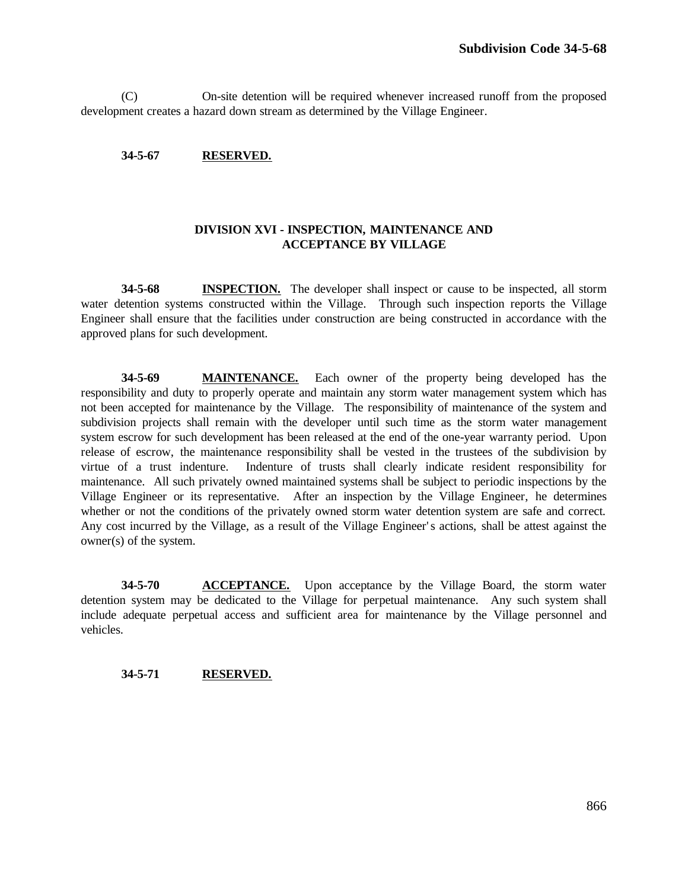(C) On-site detention will be required whenever increased runoff from the proposed development creates a hazard down stream as determined by the Village Engineer.

**34-5-67** **RESERVED.**

### DIVISION XVI - INSPECTION, MAINTENANCE AND ACCEPTANCE BY VILLAGE

**34-5-68** **INSPECTION.** The developer shall inspect or cause to be inspected, all storm water detention systems constructed within the Village. Through such inspection reports the Village Engineer shall ensure that the facilities under construction are being constructed in accordance with the approved plans for such development.

**34-5-69** **MAINTENANCE.** Each owner of the property being developed has the responsibility and duty to properly operate and maintain any storm water management system which has not been accepted for maintenance by the Village. The responsibility of maintenance of the system and subdivision projects shall remain with the developer until such time as the storm water management system escrow for such development has been released at the end of the one-year warranty period. Upon release of escrow, the maintenance responsibility shall be vested in the trustees of the subdivision by virtue of a trust indenture. Indenture of trusts shall clearly indicate resident responsibility for maintenance. All such privately owned maintained systems shall be subject to periodic inspections by the Village Engineer or its representative. After an inspection by the Village Engineer, he determines whether or not the conditions of the privately owned storm water detention system are safe and correct. Any cost incurred by the Village, as a result of the Village Engineer's actions, shall be attest against the owner(s) of the system.

**34-5-70** **ACCEPTANCE.** Upon acceptance by the Village Board, the storm water detention system may be dedicated to the Village for perpetual maintenance. Any such system shall include adequate perpetual access and sufficient area for maintenance by the Village personnel and vehicles.

**34-5-71** **RESERVED.**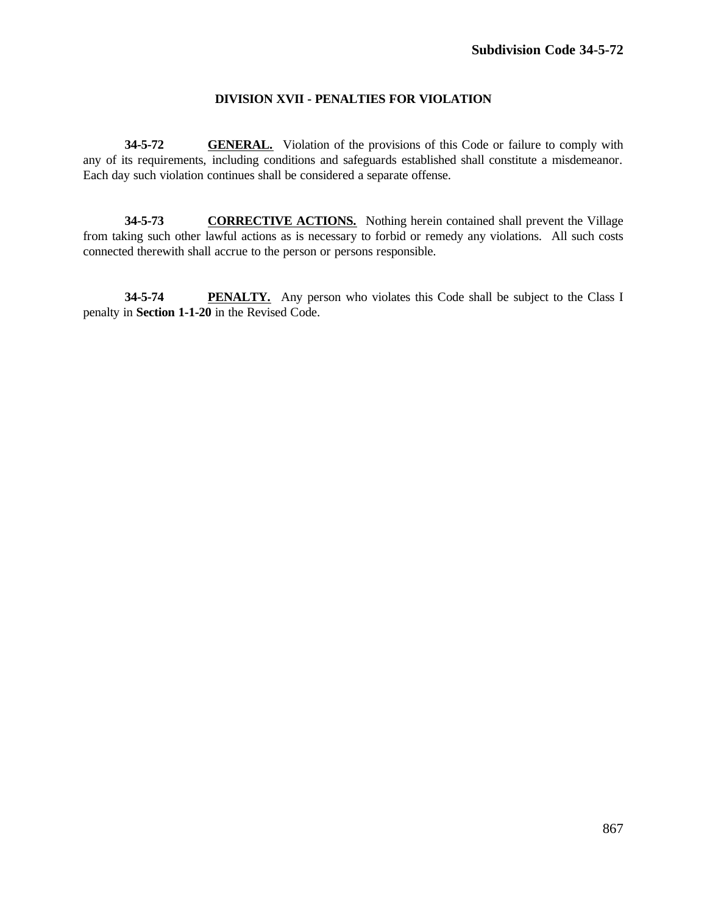## DIVISION XVII - PENALTIES FOR VIOLATION

**34-5-72** **GENERAL.** Violation of the provisions of this Code or failure to comply with any of its requirements, including conditions and safeguards established shall constitute a misdemeanor. Each day such violation continues shall be considered a separate offense.

**34-5-73** **CORRECTIVE ACTIONS.** Nothing herein contained shall prevent the Village from taking such other lawful actions as is necessary to forbid or remedy any violations. All such costs connected therewith shall accrue to the person or persons responsible.

**34-5-74** **PENALTY.** Any person who violates this Code shall be subject to the Class I penalty in **Section 1-1-20** in the Revised Code.